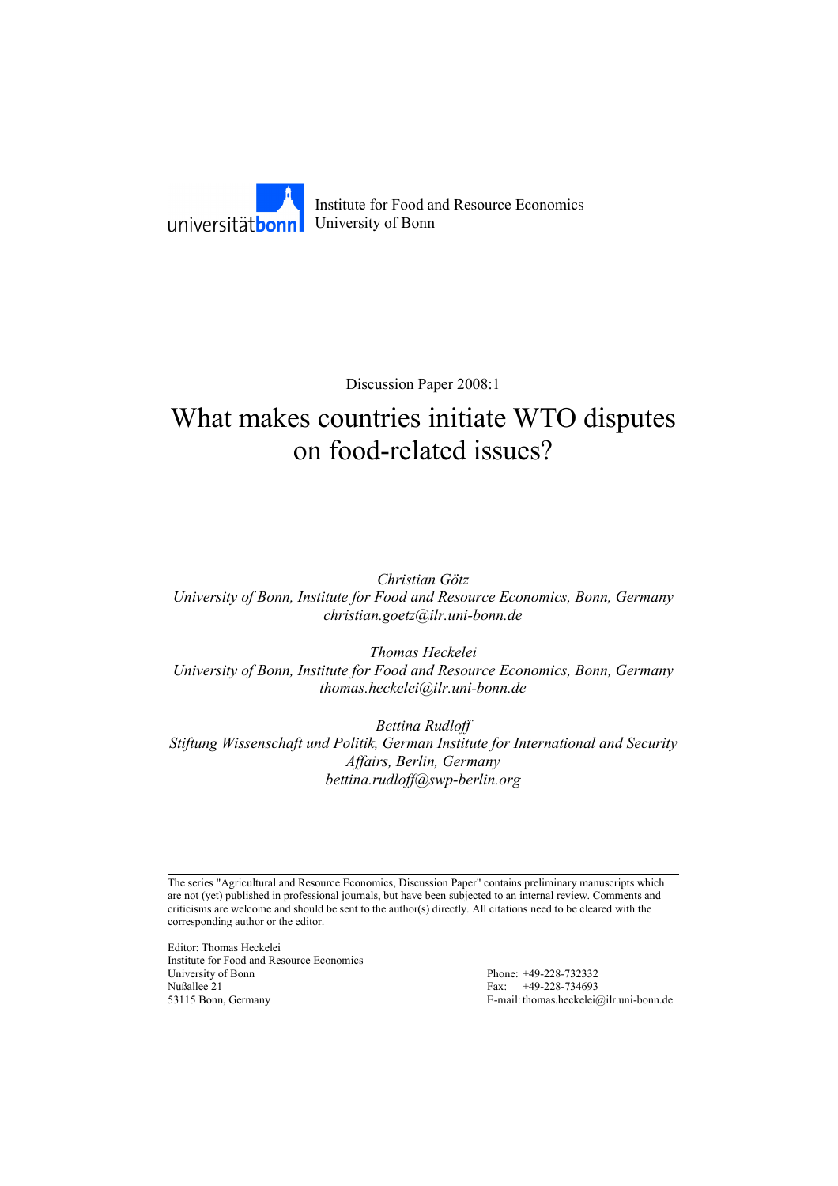universitätbonn Institute for Food and Resource Economics
University of Bonn

Discussion Paper 2008:1

# What makes countries initiate WTO disputes on food-related issues?

*Christian Götz*
*University of Bonn, Institute for Food and Resource Economics, Bonn, Germany*
*christian.goetz@ilr.uni-bonn.de*

*Thomas Heckelei*
*University of Bonn, Institute for Food and Resource Economics, Bonn, Germany*
*thomas.heckelei@ilr.uni-bonn.de*

*Bettina Rudloff*
*Stiftung Wissenschaft und Politik, German Institute for International and Security Affairs, Berlin, Germany*
*bettina.rudloff@swp-berlin.org*

---

The series "Agricultural and Resource Economics, Discussion Paper" contains preliminary manuscripts which are not (yet) published in professional journals, but have been subjected to an internal review. Comments and criticisms are welcome and should be sent to the author(s) directly. All citations need to be cleared with the corresponding author or the editor.

Editor: Thomas Heckelei
Institute for Food and Resource Economics
University of Bonn
Nußallee 21
53115 Bonn, Germany

Phone: +49-228-732332
Fax: +49-228-734693
E-mail: thomas.heckelei@ilr.uni-bonn.de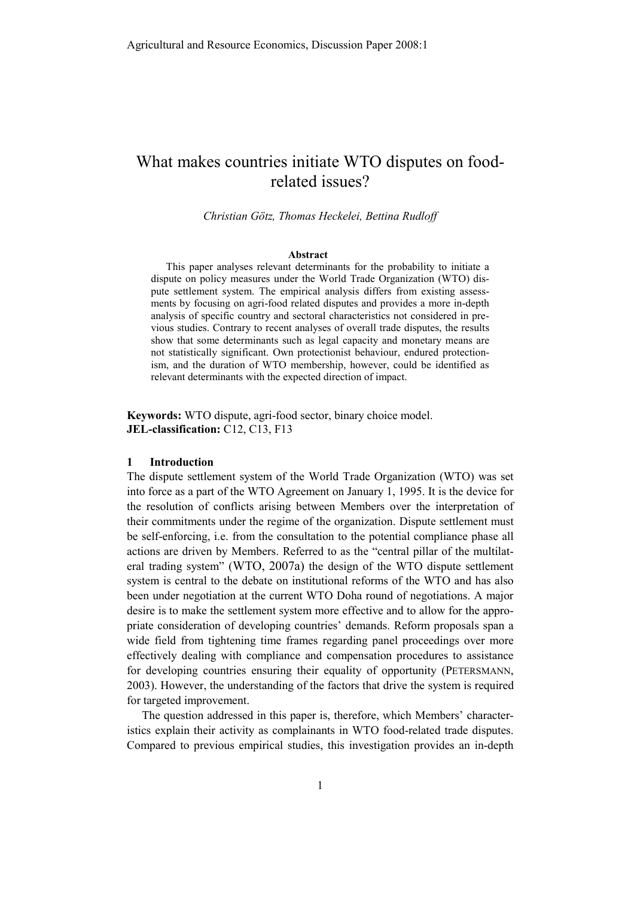# What makes countries initiate WTO disputes on food-related issues?

*Christian Götz, Thomas Heckelei, Bettina Rudloff*

**Abstract**

This paper analyses relevant determinants for the probability to initiate a dispute on policy measures under the World Trade Organization (WTO) dispute settlement system. The empirical analysis differs from existing assessments by focusing on agri-food related disputes and provides a more in-depth analysis of specific country and sectoral characteristics not considered in previous studies. Contrary to recent analyses of overall trade disputes, the results show that some determinants such as legal capacity and monetary means are not statistically significant. Own protectionist behaviour, endured protectionism, and the duration of WTO membership, however, could be identified as relevant determinants with the expected direction of impact.

**Keywords:** WTO dispute, agri-food sector, binary choice model.
**JEL-classification:** C12, C13, F13

## 1 Introduction

The dispute settlement system of the World Trade Organization (WTO) was set into force as a part of the WTO Agreement on January 1, 1995. It is the device for the resolution of conflicts arising between Members over the interpretation of their commitments under the regime of the organization. Dispute settlement must be self-enforcing, i.e. from the consultation to the potential compliance phase all actions are driven by Members. Referred to as the "central pillar of the multilateral trading system" (WTO, 2007a) the design of the WTO dispute settlement system is central to the debate on institutional reforms of the WTO and has also been under negotiation at the current WTO Doha round of negotiations. A major desire is to make the settlement system more effective and to allow for the appropriate consideration of developing countries' demands. Reform proposals span a wide field from tightening time frames regarding panel proceedings over more effectively dealing with compliance and compensation procedures to assistance for developing countries ensuring their equality of opportunity (PETERSMANN, 2003). However, the understanding of the factors that drive the system is required for targeted improvement.

The question addressed in this paper is, therefore, which Members' characteristics explain their activity as complainants in WTO food-related trade disputes. Compared to previous empirical studies, this investigation provides an in-depth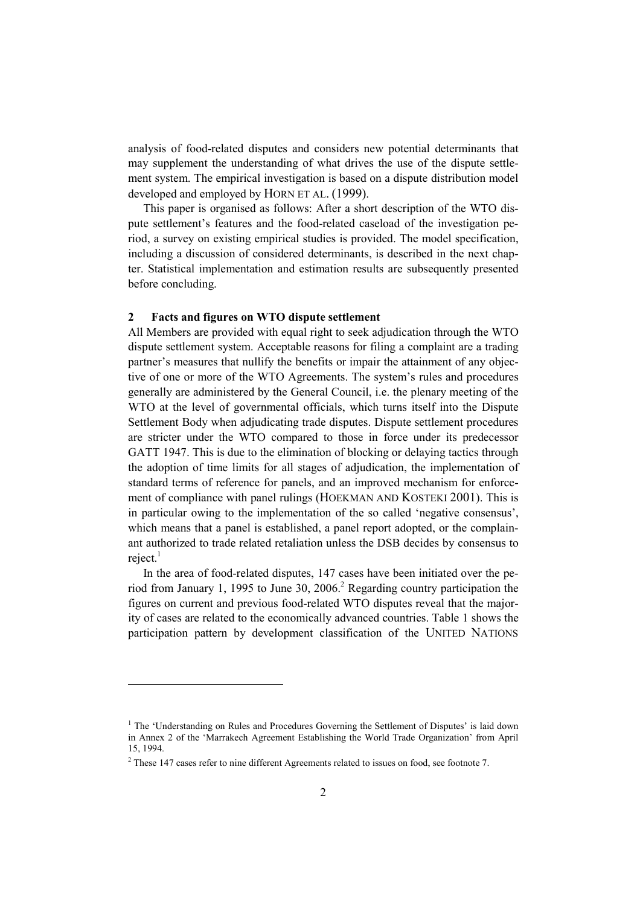analysis of food-related disputes and considers new potential determinants that may supplement the understanding of what drives the use of the dispute settlement system. The empirical investigation is based on a dispute distribution model developed and employed by HORN ET AL. (1999).

This paper is organised as follows: After a short description of the WTO dispute settlement's features and the food-related caseload of the investigation period, a survey on existing empirical studies is provided. The model specification, including a discussion of considered determinants, is described in the next chapter. Statistical implementation and estimation results are subsequently presented before concluding.

## 2 Facts and figures on WTO dispute settlement

All Members are provided with equal right to seek adjudication through the WTO dispute settlement system. Acceptable reasons for filing a complaint are a trading partner's measures that nullify the benefits or impair the attainment of any objective of one or more of the WTO Agreements. The system's rules and procedures generally are administered by the General Council, i.e. the plenary meeting of the WTO at the level of governmental officials, which turns itself into the Dispute Settlement Body when adjudicating trade disputes. Dispute settlement procedures are stricter under the WTO compared to those in force under its predecessor GATT 1947. This is due to the elimination of blocking or delaying tactics through the adoption of time limits for all stages of adjudication, the implementation of standard terms of reference for panels, and an improved mechanism for enforcement of compliance with panel rulings (HOEKMAN AND KOSTEKI 2001). This is in particular owing to the implementation of the so called 'negative consensus', which means that a panel is established, a panel report adopted, or the complainant authorized to trade related retaliation unless the DSB decides by consensus to reject.[1]

In the area of food-related disputes, 147 cases have been initiated over the period from January 1, 1995 to June 30, 2006.[2] Regarding country participation the figures on current and previous food-related WTO disputes reveal that the majority of cases are related to the economically advanced countries. Table 1 shows the participation pattern by development classification of the UNITED NATIONS

---

[1] The 'Understanding on Rules and Procedures Governing the Settlement of Disputes' is laid down in Annex 2 of the 'Marrakech Agreement Establishing the World Trade Organization' from April 15, 1994.

[2] These 147 cases refer to nine different Agreements related to issues on food, see footnote 7.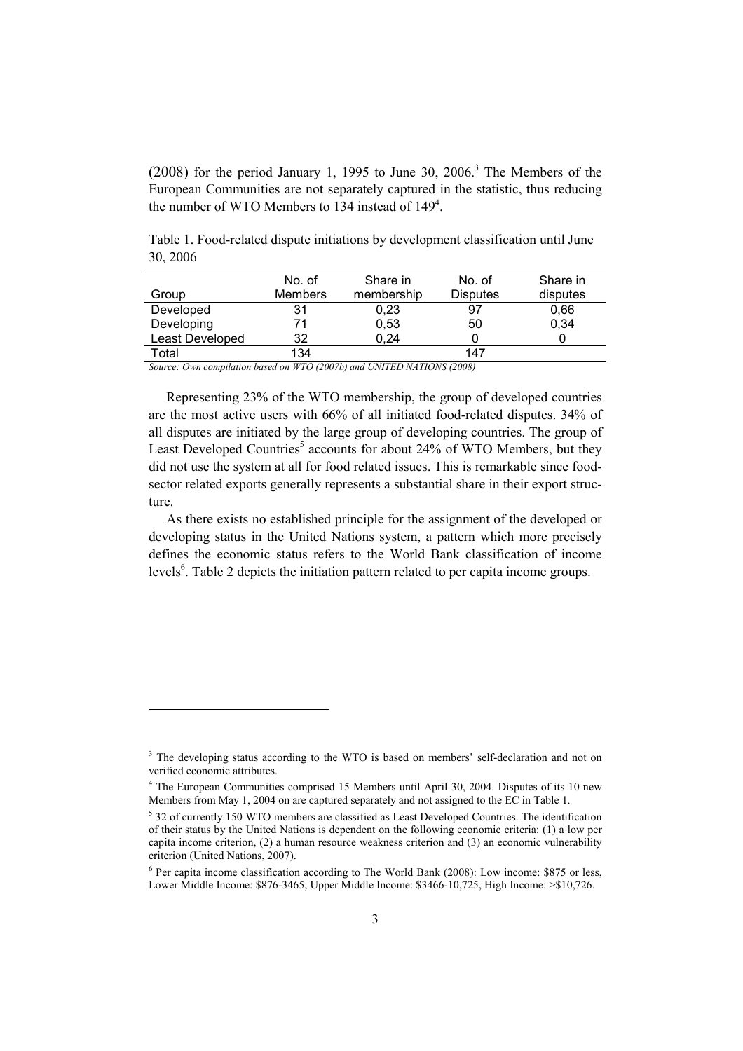(2008) for the period January 1, 1995 to June 30, 2006.[3] The Members of the European Communities are not separately captured in the statistic, thus reducing the number of WTO Members to 134 instead of 149[4].

Table 1. Food-related dispute initiations by development classification until June 30, 2006

| Group | No. of Members | Share in membership | No. of Disputes | Share in disputes |
|---|---|---|---|---|
| Developed | 31 | 0,23 | 97 | 0,66 |
| Developing | 71 | 0,53 | 50 | 0,34 |
| Least Developed | 32 | 0,24 | 0 | 0 |
| Total | 134 | | 147 | |

*Source: Own compilation based on WTO (2007b) and UNITED NATIONS (2008)*

Representing 23% of the WTO membership, the group of developed countries are the most active users with 66% of all initiated food-related disputes. 34% of all disputes are initiated by the large group of developing countries. The group of Least Developed Countries[5] accounts for about 24% of WTO Members, but they did not use the system at all for food related issues. This is remarkable since food-sector related exports generally represents a substantial share in their export structure.

As there exists no established principle for the assignment of the developed or developing status in the United Nations system, a pattern which more precisely defines the economic status refers to the World Bank classification of income levels[6]. Table 2 depicts the initiation pattern related to per capita income groups.

---

[3] The developing status according to the WTO is based on members' self-declaration and not on verified economic attributes.

[4] The European Communities comprised 15 Members until April 30, 2004. Disputes of its 10 new Members from May 1, 2004 on are captured separately and not assigned to the EC in Table 1.

[5] 32 of currently 150 WTO members are classified as Least Developed Countries. The identification of their status by the United Nations is dependent on the following economic criteria: (1) a low per capita income criterion, (2) a human resource weakness criterion and (3) an economic vulnerability criterion (United Nations, 2007).

[6] Per capita income classification according to The World Bank (2008): Low income: $875 or less, Lower Middle Income: $876-3465, Upper Middle Income: $3466-10,725, High Income: >$10,726.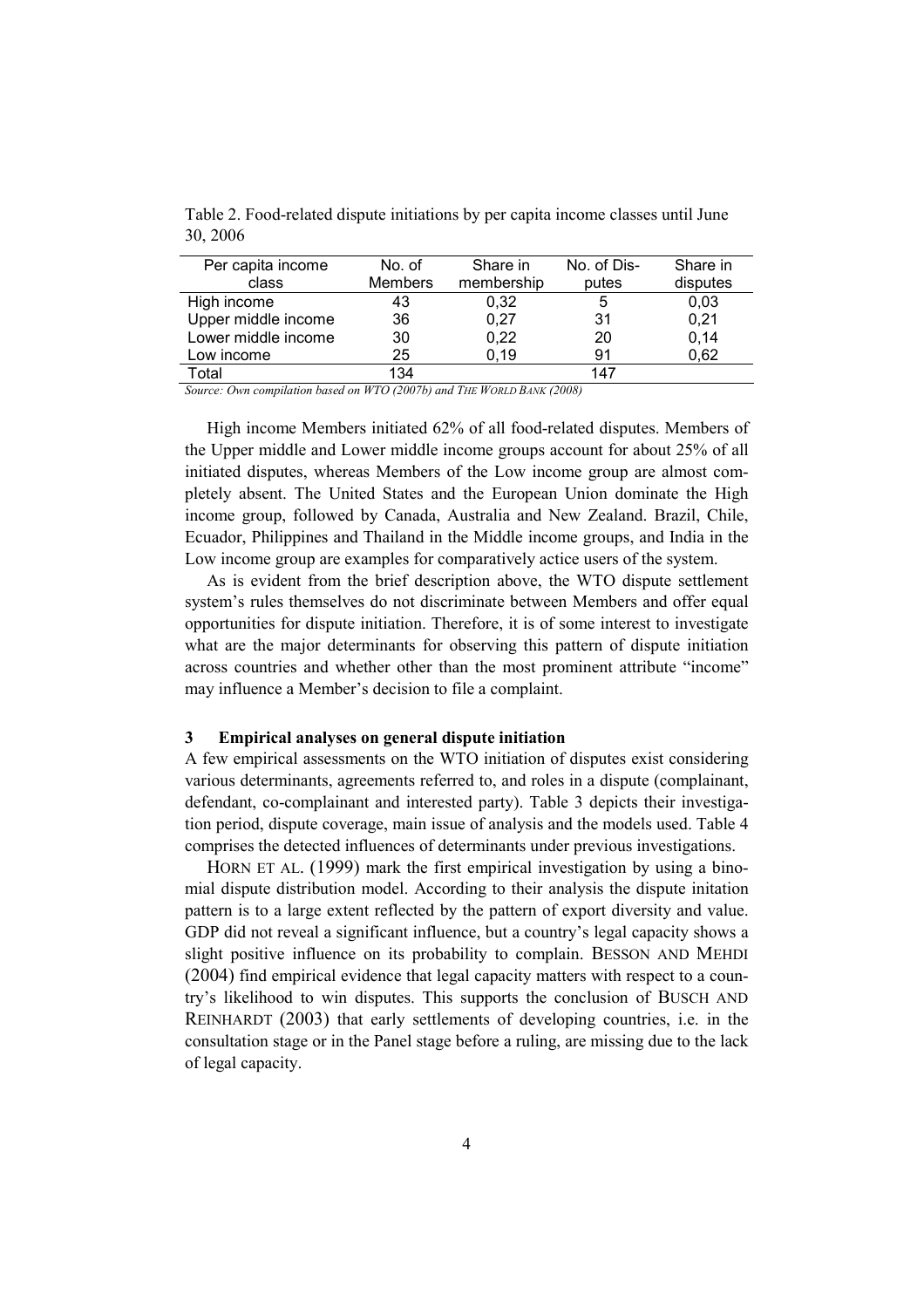Table 2. Food-related dispute initiations by per capita income classes until June 30, 2006

| Per capita income class | No. of Members | Share in membership | No. of Disputes | Share in disputes |
|---|---|---|---|---|
| High income | 43 | 0,32 | 5 | 0,03 |
| Upper middle income | 36 | 0,27 | 31 | 0,21 |
| Lower middle income | 30 | 0,22 | 20 | 0,14 |
| Low income | 25 | 0,19 | 91 | 0,62 |
| Total | 134 | | 147 | |

*Source: Own compilation based on WTO (2007b) and THE WORLD BANK (2008)*

High income Members initiated 62% of all food-related disputes. Members of the Upper middle and Lower middle income groups account for about 25% of all initiated disputes, whereas Members of the Low income group are almost completely absent. The United States and the European Union dominate the High income group, followed by Canada, Australia and New Zealand. Brazil, Chile, Ecuador, Philippines and Thailand in the Middle income groups, and India in the Low income group are examples for comparatively actice users of the system.

As is evident from the brief description above, the WTO dispute settlement system's rules themselves do not discriminate between Members and offer equal opportunities for dispute initiation. Therefore, it is of some interest to investigate what are the major determinants for observing this pattern of dispute initiation across countries and whether other than the most prominent attribute "income" may influence a Member's decision to file a complaint.

## 3 Empirical analyses on general dispute initiation

A few empirical assessments on the WTO initiation of disputes exist considering various determinants, agreements referred to, and roles in a dispute (complainant, defendant, co-complainant and interested party). Table 3 depicts their investigation period, dispute coverage, main issue of analysis and the models used. Table 4 comprises the detected influences of determinants under previous investigations.

HORN ET AL. (1999) mark the first empirical investigation by using a binomial dispute distribution model. According to their analysis the dispute initation pattern is to a large extent reflected by the pattern of export diversity and value. GDP did not reveal a significant influence, but a country's legal capacity shows a slight positive influence on its probability to complain. BESSON AND MEHDI (2004) find empirical evidence that legal capacity matters with respect to a country's likelihood to win disputes. This supports the conclusion of BUSCH AND REINHARDT (2003) that early settlements of developing countries, i.e. in the consultation stage or in the Panel stage before a ruling, are missing due to the lack of legal capacity.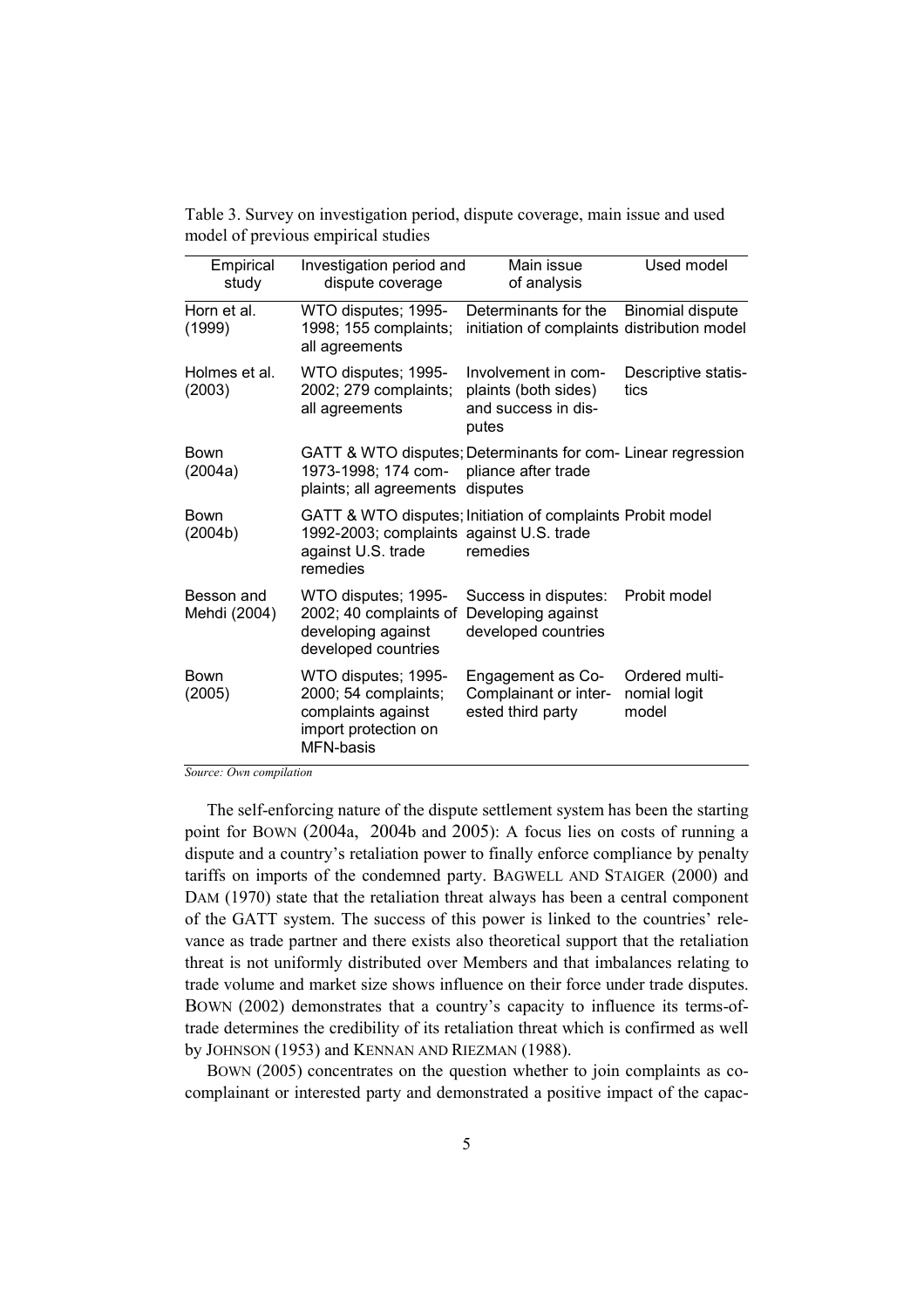Table 3. Survey on investigation period, dispute coverage, main issue and used model of previous empirical studies

| Empirical study | Investigation period and dispute coverage | Main issue of analysis | Used model |
|---|---|---|---|
| Horn et al. (1999) | WTO disputes; 1995-1998; 155 complaints; all agreements | Determinants for the initiation of complaints | Binomial dispute distribution model |
| Holmes et al. (2003) | WTO disputes; 1995-2002; 279 complaints; all agreements | Involvement in complaints (both sides) and success in disputes | Descriptive statistics |
| Bown (2004a) | GATT & WTO disputes; 1973-1998; 174 complaints; all agreements | Determinants for compliance after trade disputes | Linear regression |
| Bown (2004b) | GATT & WTO disputes; 1992-2003; complaints against U.S. trade remedies | Initiation of complaints against U.S. trade remedies | Probit model |
| Besson and Mehdi (2004) | WTO disputes; 1995-2002; 40 complaints of developing against developed countries | Success in disputes: Developing against developed countries | Probit model |
| Bown (2005) | WTO disputes; 1995-2000; 54 complaints; complaints against import protection on MFN-basis | Engagement as Co-Complainant or interested third party | Ordered multinomial logit model |

*Source: Own compilation*

The self-enforcing nature of the dispute settlement system has been the starting point for BOWN (2004a, 2004b and 2005): A focus lies on costs of running a dispute and a country's retaliation power to finally enforce compliance by penalty tariffs on imports of the condemned party. BAGWELL AND STAIGER (2000) and DAM (1970) state that the retaliation threat always has been a central component of the GATT system. The success of this power is linked to the countries' relevance as trade partner and there exists also theoretical support that the retaliation threat is not uniformly distributed over Members and that imbalances relating to trade volume and market size shows influence on their force under trade disputes. BOWN (2002) demonstrates that a country's capacity to influence its terms-of-trade determines the credibility of its retaliation threat which is confirmed as well by JOHNSON (1953) and KENNAN AND RIEZMAN (1988).

BOWN (2005) concentrates on the question whether to join complaints as co-complainant or interested party and demonstrated a positive impact of the capac-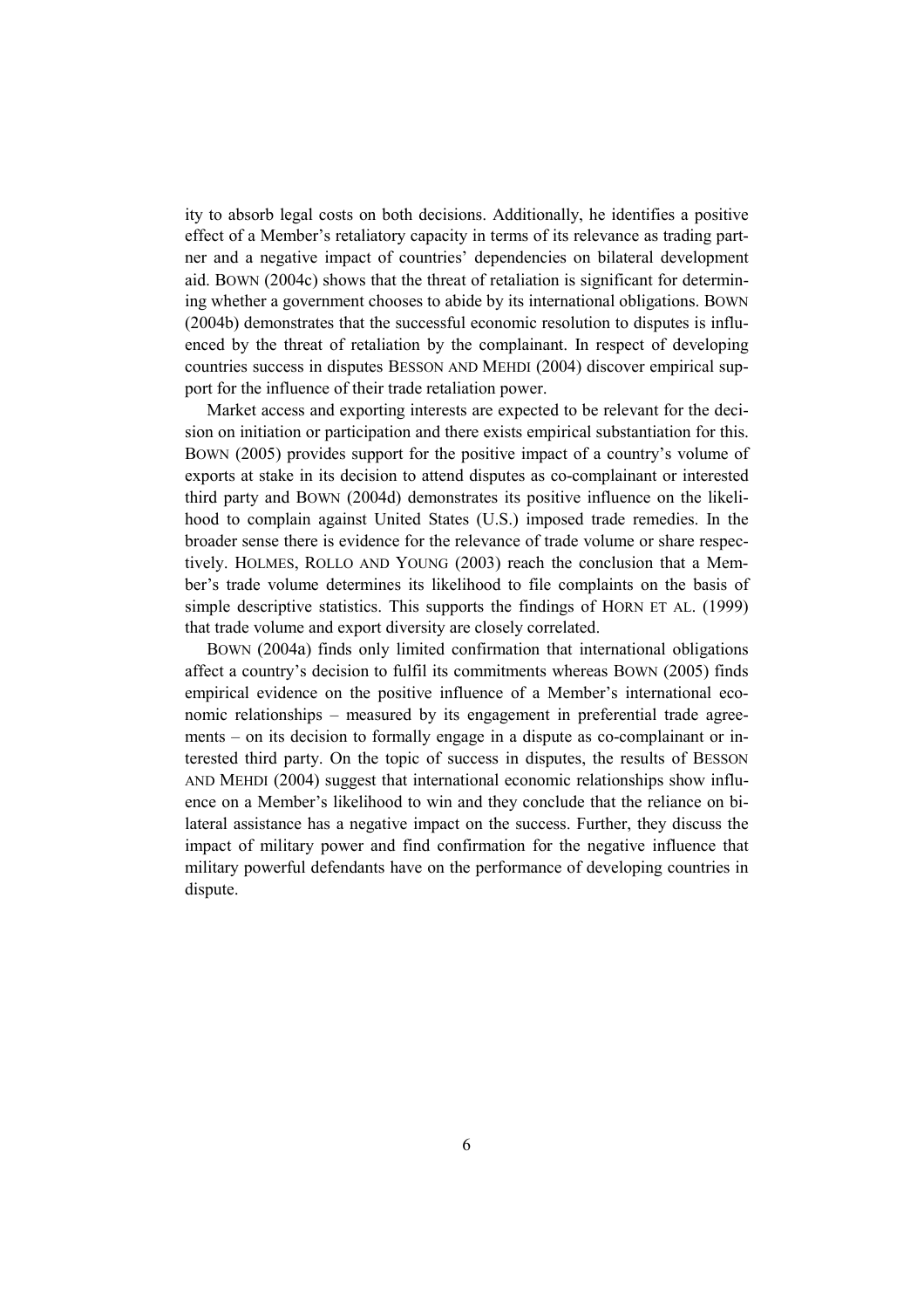ity to absorb legal costs on both decisions. Additionally, he identifies a positive effect of a Member's retaliatory capacity in terms of its relevance as trading partner and a negative impact of countries' dependencies on bilateral development aid. BOWN (2004c) shows that the threat of retaliation is significant for determining whether a government chooses to abide by its international obligations. BOWN (2004b) demonstrates that the successful economic resolution to disputes is influenced by the threat of retaliation by the complainant. In respect of developing countries success in disputes BESSON AND MEHDI (2004) discover empirical support for the influence of their trade retaliation power.

Market access and exporting interests are expected to be relevant for the decision on initiation or participation and there exists empirical substantiation for this. BOWN (2005) provides support for the positive impact of a country's volume of exports at stake in its decision to attend disputes as co-complainant or interested third party and BOWN (2004d) demonstrates its positive influence on the likelihood to complain against United States (U.S.) imposed trade remedies. In the broader sense there is evidence for the relevance of trade volume or share respectively. HOLMES, ROLLO AND YOUNG (2003) reach the conclusion that a Member's trade volume determines its likelihood to file complaints on the basis of simple descriptive statistics. This supports the findings of HORN ET AL. (1999) that trade volume and export diversity are closely correlated.

BOWN (2004a) finds only limited confirmation that international obligations affect a country's decision to fulfil its commitments whereas BOWN (2005) finds empirical evidence on the positive influence of a Member's international economic relationships – measured by its engagement in preferential trade agreements – on its decision to formally engage in a dispute as co-complainant or interested third party. On the topic of success in disputes, the results of BESSON AND MEHDI (2004) suggest that international economic relationships show influence on a Member's likelihood to win and they conclude that the reliance on bilateral assistance has a negative impact on the success. Further, they discuss the impact of military power and find confirmation for the negative influence that military powerful defendants have on the performance of developing countries in dispute.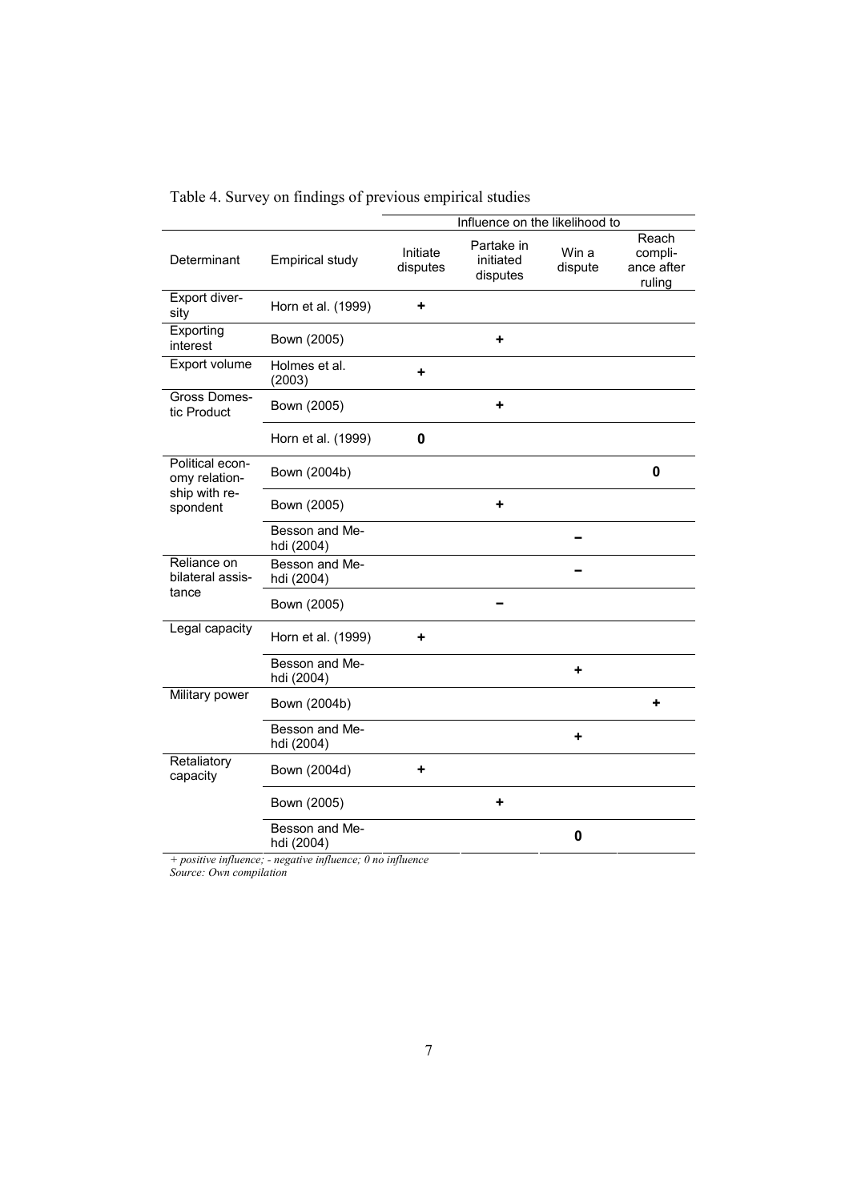Table 4. Survey on findings of previous empirical studies

| | | Influence on the likelihood to | | | |
|---|---|---|---|---|---|
| Determinant | Empirical study | Initiate disputes | Partake in initiated disputes | Win a dispute | Reach compliance after ruling |
| Export diversity | Horn et al. (1999) | + | | | |
| Exporting interest | Bown (2005) | | + | | |
| Export volume | Holmes et al. (2003) | + | | | |
| Gross Domestic Product | Bown (2005) | | + | | |
| | Horn et al. (1999) | 0 | | | |
| Political economy relationship with respondent | Bown (2004b) | | | | 0 |
| | Bown (2005) | | + | | |
| | Besson and Mehdi (2004) | | | – | |
| Reliance on bilateral assistance | Besson and Mehdi (2004) | | | – | |
| | Bown (2005) | | – | | |
| Legal capacity | Horn et al. (1999) | + | | | |
| | Besson and Mehdi (2004) | | | + | |
| Military power | Bown (2004b) | | | | + |
| | Besson and Mehdi (2004) | | | + | |
| Retaliatory capacity | Bown (2004d) | + | | | |
| | Bown (2005) | | + | | |
| | Besson and Mehdi (2004) | | | 0 | |

*+ positive influence; - negative influence; 0 no influence*
*Source: Own compilation*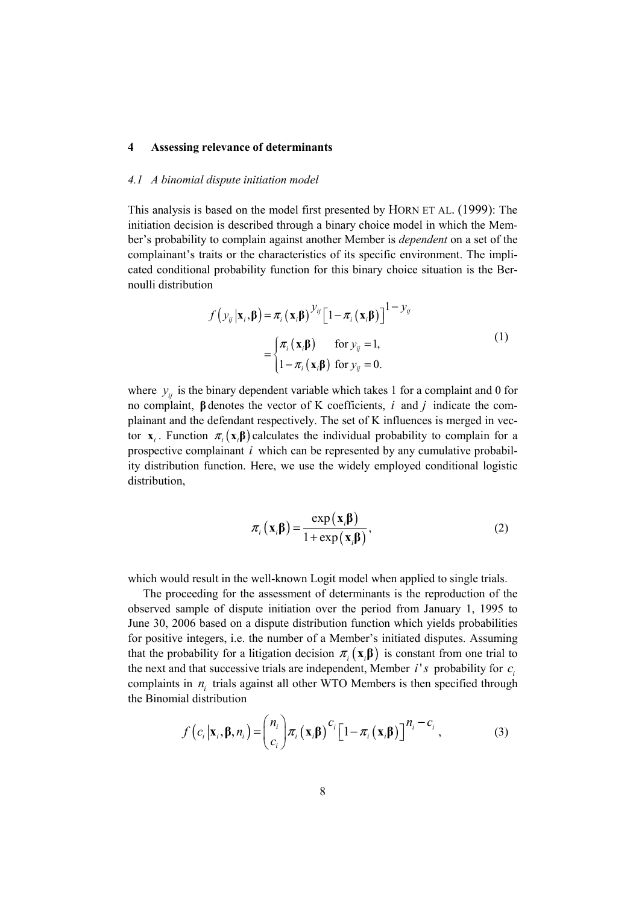## 4 Assessing relevance of determinants

### *4.1 A binomial dispute initiation model*

This analysis is based on the model first presented by HORN ET AL. (1999): The initiation decision is described through a binary choice model in which the Member's probability to complain against another Member is *dependent* on a set of the complainant's traits or the characteristics of its specific environment. The implicated conditional probability function for this binary choice situation is the Bernoulli distribution

$$
\begin{aligned}
f\left(y_{ij} \middle| \mathbf{x}_i, \boldsymbol{\beta}\right) &= \pi_i\left(\mathbf{x}_i\boldsymbol{\beta}\right)^{y_{ij}}\left[1-\pi_i\left(\mathbf{x}_i\boldsymbol{\beta}\right)\right]^{1-y_{ij}} \\
&= \begin{cases} \pi_i\left(\mathbf{x}_i\boldsymbol{\beta}\right) & \text{for } y_{ij}=1, \\ 1-\pi_i\left(\mathbf{x}_i\boldsymbol{\beta}\right) & \text{for } y_{ij}=0. \end{cases}
\end{aligned}
\tag{1}
$$

where $y_{ij}$ is the binary dependent variable which takes 1 for a complaint and 0 for no complaint, $\boldsymbol{\beta}$ denotes the vector of K coefficients, $i$ and $j$ indicate the complainant and the defendant respectively. The set of K influences is merged in vector $\mathbf{x}_i$. Function $\pi_i\left(\mathbf{x}_i\boldsymbol{\beta}\right)$ calculates the individual probability to complain for a prospective complainant $i$ which can be represented by any cumulative probability distribution function. Here, we use the widely employed conditional logistic distribution,

$$
\pi_i\left(\mathbf{x}_i\boldsymbol{\beta}\right) = \frac{\exp\left(\mathbf{x}_i\boldsymbol{\beta}\right)}{1+\exp\left(\mathbf{x}_i\boldsymbol{\beta}\right)},
\tag{2}
$$

which would result in the well-known Logit model when applied to single trials.

The proceeding for the assessment of determinants is the reproduction of the observed sample of dispute initiation over the period from January 1, 1995 to June 30, 2006 based on a dispute distribution function which yields probabilities for positive integers, i.e. the number of a Member's initiated disputes. Assuming that the probability for a litigation decision $\pi_i\left(\mathbf{x}_i\boldsymbol{\beta}\right)$ is constant from one trial to the next and that successive trials are independent, Member $i's$ probability for $c_i$ complaints in $n_i$ trials against all other WTO Members is then specified through the Binomial distribution

$$
f\left(c_i \middle| \mathbf{x}_i, \boldsymbol{\beta}, n_i\right) = \binom{n_i}{c_i}\pi_i\left(\mathbf{x}_i\boldsymbol{\beta}\right)^{c_i}\left[1-\pi_i\left(\mathbf{x}_i\boldsymbol{\beta}\right)\right]^{n_i-c_i},
\tag{3}
$$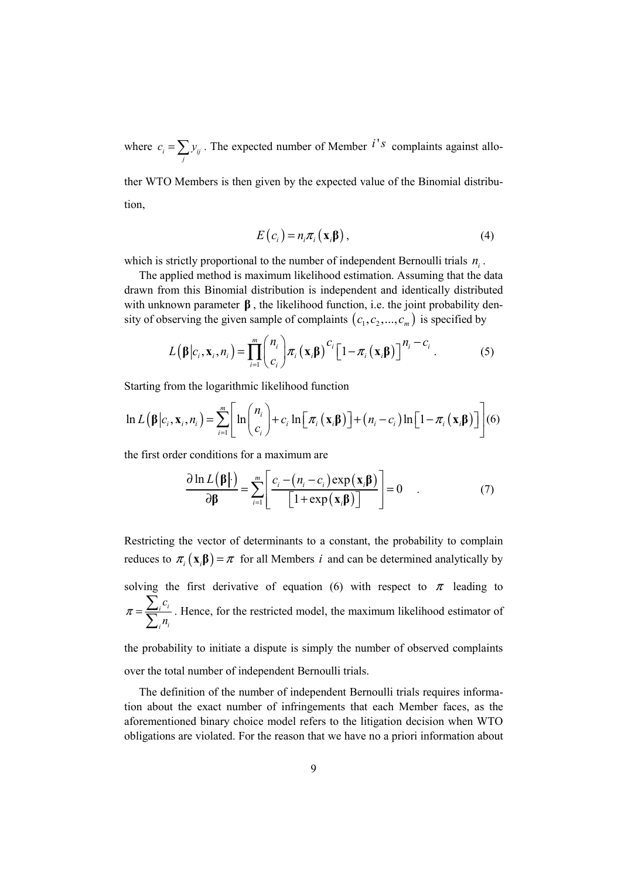where $c_i = \sum_j y_{ij}$. The expected number of Member $i's$ complaints against allother WTO Members is then given by the expected value of the Binomial distribution,

$$E(c_i) = n_i \pi_i(\mathbf{x}_i \boldsymbol{\beta}), \tag{4}$$

which is strictly proportional to the number of independent Bernoulli trials $n_i$.

The applied method is maximum likelihood estimation. Assuming that the data drawn from this Binomial distribution is independent and identically distributed with unknown parameter $\boldsymbol{\beta}$, the likelihood function, i.e. the joint probability density of observing the given sample of complaints $(c_1, c_2, ..., c_m)$ is specified by

$$L(\boldsymbol{\beta}|c_i, \mathbf{x}_i, n_i) = \prod_{i=1}^{m} \binom{n_i}{c_i} \pi_i(\mathbf{x}_i \boldsymbol{\beta})^{c_i} \left[1 - \pi_i(\mathbf{x}_i \boldsymbol{\beta})\right]^{n_i - c_i}. \tag{5}$$

Starting from the logarithmic likelihood function

$$\ln L(\boldsymbol{\beta}|c_i, \mathbf{x}_i, n_i) = \sum_{i=1}^{m} \left[ \ln \binom{n_i}{c_i} + c_i \ln\left[\pi_i(\mathbf{x}_i \boldsymbol{\beta})\right] + (n_i - c_i) \ln\left[1 - \pi_i(\mathbf{x}_i \boldsymbol{\beta})\right] \right] \tag{6}$$

the first order conditions for a maximum are

$$\frac{\partial \ln L(\boldsymbol{\beta}|\cdot)}{\partial \boldsymbol{\beta}} = \sum_{i=1}^{m} \left[ \frac{c_i - (n_i - c_i)\exp(\mathbf{x}_i \boldsymbol{\beta})}{\left[1 + \exp(\mathbf{x}_i \boldsymbol{\beta})\right]} \right] = 0 \quad . \tag{7}$$

Restricting the vector of determinants to a constant, the probability to complain reduces to $\pi_i(\mathbf{x}_i \boldsymbol{\beta}) = \pi$ for all Members $i$ and can be determined analytically by solving the first derivative of equation (6) with respect to $\pi$ leading to $\pi = \frac{\sum_i c_i}{\sum_i n_i}$. Hence, for the restricted model, the maximum likelihood estimator of the probability to initiate a dispute is simply the number of observed complaints over the total number of independent Bernoulli trials.

The definition of the number of independent Bernoulli trials requires information about the exact number of infringements that each Member faces, as the aforementioned binary choice model refers to the litigation decision when WTO obligations are violated. For the reason that we have no a priori information about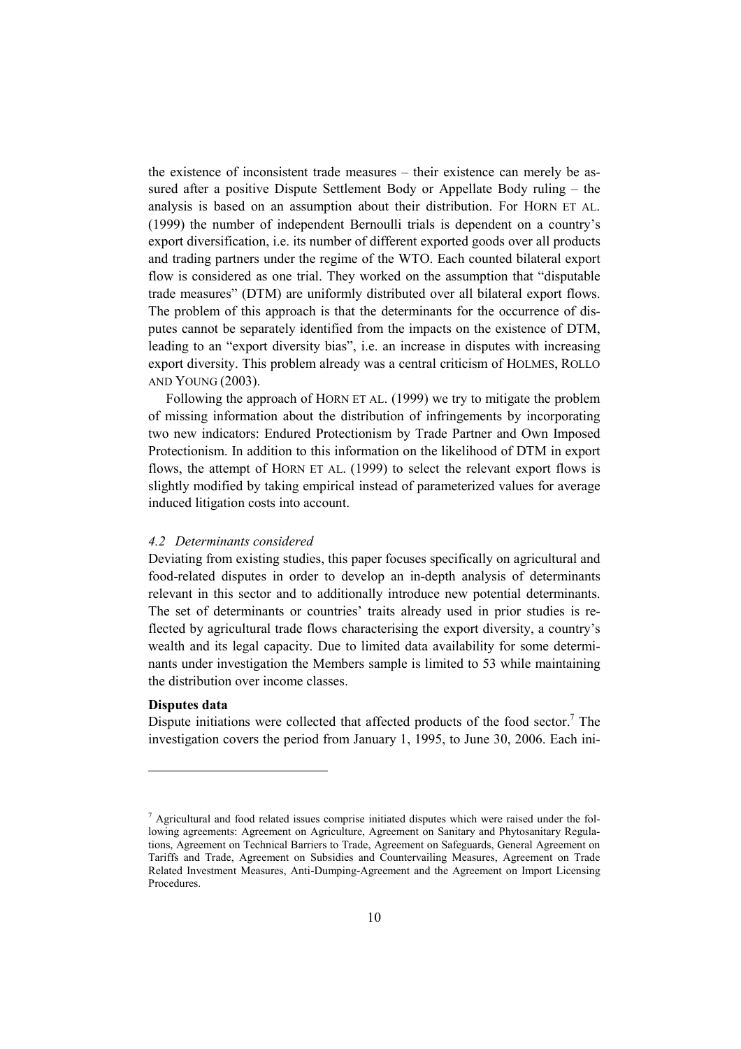the existence of inconsistent trade measures – their existence can merely be assured after a positive Dispute Settlement Body or Appellate Body ruling – the analysis is based on an assumption about their distribution. For HORN ET AL. (1999) the number of independent Bernoulli trials is dependent on a country's export diversification, i.e. its number of different exported goods over all products and trading partners under the regime of the WTO. Each counted bilateral export flow is considered as one trial. They worked on the assumption that "disputable trade measures" (DTM) are uniformly distributed over all bilateral export flows. The problem of this approach is that the determinants for the occurrence of disputes cannot be separately identified from the impacts on the existence of DTM, leading to an "export diversity bias", i.e. an increase in disputes with increasing export diversity. This problem already was a central criticism of HOLMES, ROLLO AND YOUNG (2003).

Following the approach of HORN ET AL. (1999) we try to mitigate the problem of missing information about the distribution of infringements by incorporating two new indicators: Endured Protectionism by Trade Partner and Own Imposed Protectionism. In addition to this information on the likelihood of DTM in export flows, the attempt of HORN ET AL. (1999) to select the relevant export flows is slightly modified by taking empirical instead of parameterized values for average induced litigation costs into account.

### *4.2 Determinants considered*

Deviating from existing studies, this paper focuses specifically on agricultural and food-related disputes in order to develop an in-depth analysis of determinants relevant in this sector and to additionally introduce new potential determinants. The set of determinants or countries' traits already used in prior studies is reflected by agricultural trade flows characterising the export diversity, a country's wealth and its legal capacity. Due to limited data availability for some determinants under investigation the Members sample is limited to 53 while maintaining the distribution over income classes.

**Disputes data**

Dispute initiations were collected that affected products of the food sector.[7] The investigation covers the period from January 1, 1995, to June 30, 2006. Each ini-

[7] Agricultural and food related issues comprise initiated disputes which were raised under the following agreements: Agreement on Agriculture, Agreement on Sanitary and Phytosanitary Regulations, Agreement on Technical Barriers to Trade, Agreement on Safeguards, General Agreement on Tariffs and Trade, Agreement on Subsidies and Countervailing Measures, Agreement on Trade Related Investment Measures, Anti-Dumping-Agreement and the Agreement on Import Licensing Procedures.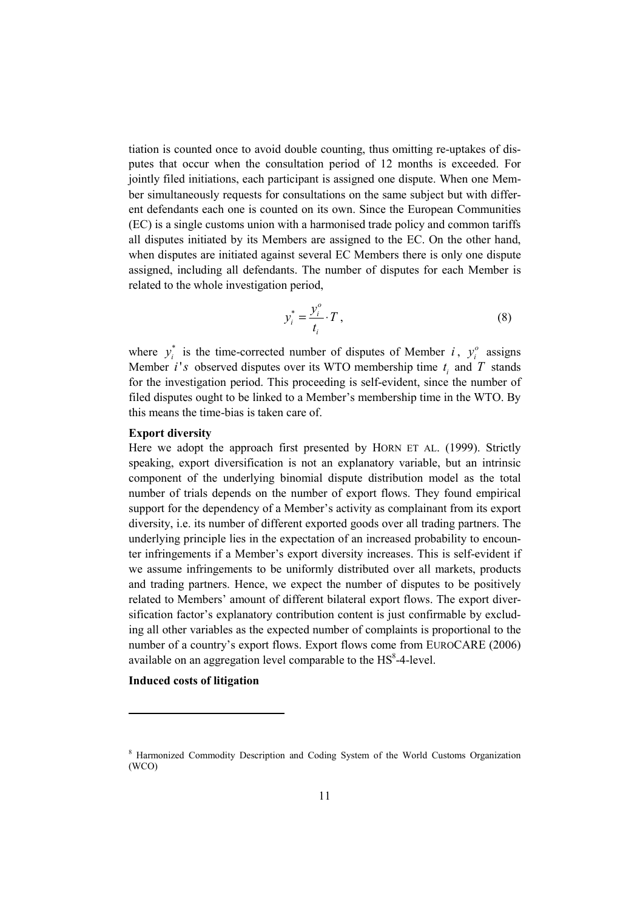tiation is counted once to avoid double counting, thus omitting re-uptakes of disputes that occur when the consultation period of 12 months is exceeded. For jointly filed initiations, each participant is assigned one dispute. When one Member simultaneously requests for consultations on the same subject but with different defendants each one is counted on its own. Since the European Communities (EC) is a single customs union with a harmonised trade policy and common tariffs all disputes initiated by its Members are assigned to the EC. On the other hand, when disputes are initiated against several EC Members there is only one dispute assigned, including all defendants. The number of disputes for each Member is related to the whole investigation period,

$$y_i^* = \frac{y_i^o}{t_i} \cdot T\,, \tag{8}$$

where $y_i^*$ is the time-corrected number of disputes of Member $i$, $y_i^o$ assigns Member $i's$ observed disputes over its WTO membership time $t_i$ and $T$ stands for the investigation period. This proceeding is self-evident, since the number of filed disputes ought to be linked to a Member's membership time in the WTO. By this means the time-bias is taken care of.

**Export diversity**

Here we adopt the approach first presented by HORN ET AL. (1999). Strictly speaking, export diversification is not an explanatory variable, but an intrinsic component of the underlying binomial dispute distribution model as the total number of trials depends on the number of export flows. They found empirical support for the dependency of a Member's activity as complainant from its export diversity, i.e. its number of different exported goods over all trading partners. The underlying principle lies in the expectation of an increased probability to encounter infringements if a Member's export diversity increases. This is self-evident if we assume infringements to be uniformly distributed over all markets, products and trading partners. Hence, we expect the number of disputes to be positively related to Members' amount of different bilateral export flows. The export diversification factor's explanatory contribution content is just confirmable by excluding all other variables as the expected number of complaints is proportional to the number of a country's export flows. Export flows come from EUROCARE (2006) available on an aggregation level comparable to the HS[8]-4-level.

**Induced costs of litigation**

[8] Harmonized Commodity Description and Coding System of the World Customs Organization (WCO)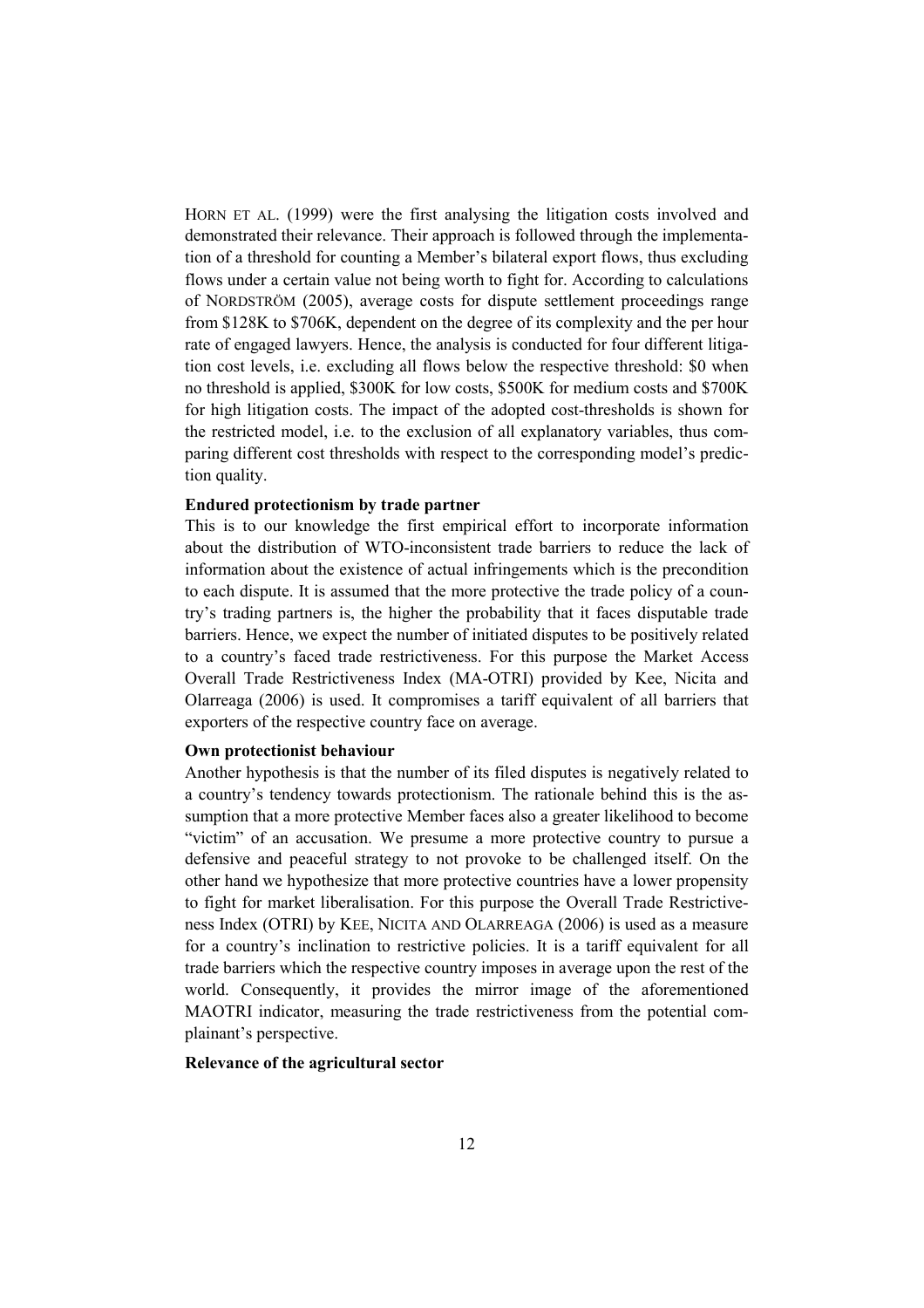HORN ET AL. (1999) were the first analysing the litigation costs involved and demonstrated their relevance. Their approach is followed through the implementation of a threshold for counting a Member's bilateral export flows, thus excluding flows under a certain value not being worth to fight for. According to calculations of NORDSTRÖM (2005), average costs for dispute settlement proceedings range from $128K to $706K, dependent on the degree of its complexity and the per hour rate of engaged lawyers. Hence, the analysis is conducted for four different litigation cost levels, i.e. excluding all flows below the respective threshold: $0 when no threshold is applied, $300K for low costs, $500K for medium costs and $700K for high litigation costs. The impact of the adopted cost-thresholds is shown for the restricted model, i.e. to the exclusion of all explanatory variables, thus comparing different cost thresholds with respect to the corresponding model's prediction quality.

**Endured protectionism by trade partner**

This is to our knowledge the first empirical effort to incorporate information about the distribution of WTO-inconsistent trade barriers to reduce the lack of information about the existence of actual infringements which is the precondition to each dispute. It is assumed that the more protective the trade policy of a country's trading partners is, the higher the probability that it faces disputable trade barriers. Hence, we expect the number of initiated disputes to be positively related to a country's faced trade restrictiveness. For this purpose the Market Access Overall Trade Restrictiveness Index (MA-OTRI) provided by Kee, Nicita and Olarreaga (2006) is used. It compromises a tariff equivalent of all barriers that exporters of the respective country face on average.

**Own protectionist behaviour**

Another hypothesis is that the number of its filed disputes is negatively related to a country's tendency towards protectionism. The rationale behind this is the assumption that a more protective Member faces also a greater likelihood to become "victim" of an accusation. We presume a more protective country to pursue a defensive and peaceful strategy to not provoke to be challenged itself. On the other hand we hypothesize that more protective countries have a lower propensity to fight for market liberalisation. For this purpose the Overall Trade Restrictiveness Index (OTRI) by KEE, NICITA AND OLARREAGA (2006) is used as a measure for a country's inclination to restrictive policies. It is a tariff equivalent for all trade barriers which the respective country imposes in average upon the rest of the world. Consequently, it provides the mirror image of the aforementioned MAOTRI indicator, measuring the trade restrictiveness from the potential complainant's perspective.

**Relevance of the agricultural sector**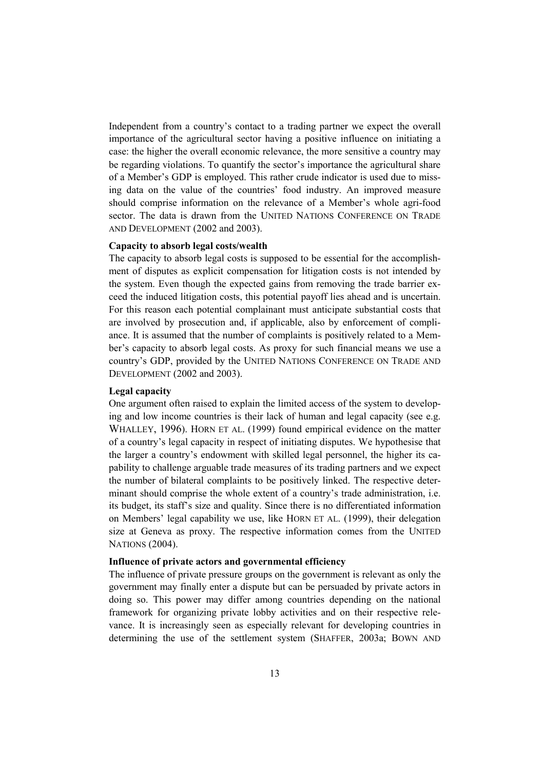Independent from a country's contact to a trading partner we expect the overall importance of the agricultural sector having a positive influence on initiating a case: the higher the overall economic relevance, the more sensitive a country may be regarding violations. To quantify the sector's importance the agricultural share of a Member's GDP is employed. This rather crude indicator is used due to missing data on the value of the countries' food industry. An improved measure should comprise information on the relevance of a Member's whole agri-food sector. The data is drawn from the UNITED NATIONS CONFERENCE ON TRADE AND DEVELOPMENT (2002 and 2003).

**Capacity to absorb legal costs/wealth**

The capacity to absorb legal costs is supposed to be essential for the accomplishment of disputes as explicit compensation for litigation costs is not intended by the system. Even though the expected gains from removing the trade barrier exceed the induced litigation costs, this potential payoff lies ahead and is uncertain. For this reason each potential complainant must anticipate substantial costs that are involved by prosecution and, if applicable, also by enforcement of compliance. It is assumed that the number of complaints is positively related to a Member's capacity to absorb legal costs. As proxy for such financial means we use a country's GDP, provided by the UNITED NATIONS CONFERENCE ON TRADE AND DEVELOPMENT (2002 and 2003).

**Legal capacity**

One argument often raised to explain the limited access of the system to developing and low income countries is their lack of human and legal capacity (see e.g. WHALLEY, 1996). HORN ET AL. (1999) found empirical evidence on the matter of a country's legal capacity in respect of initiating disputes. We hypothesise that the larger a country's endowment with skilled legal personnel, the higher its capability to challenge arguable trade measures of its trading partners and we expect the number of bilateral complaints to be positively linked. The respective determinant should comprise the whole extent of a country's trade administration, i.e. its budget, its staff's size and quality. Since there is no differentiated information on Members' legal capability we use, like HORN ET AL. (1999), their delegation size at Geneva as proxy. The respective information comes from the UNITED NATIONS (2004).

**Influence of private actors and governmental efficiency**

The influence of private pressure groups on the government is relevant as only the government may finally enter a dispute but can be persuaded by private actors in doing so. This power may differ among countries depending on the national framework for organizing private lobby activities and on their respective relevance. It is increasingly seen as especially relevant for developing countries in determining the use of the settlement system (SHAFFER, 2003a; BOWN AND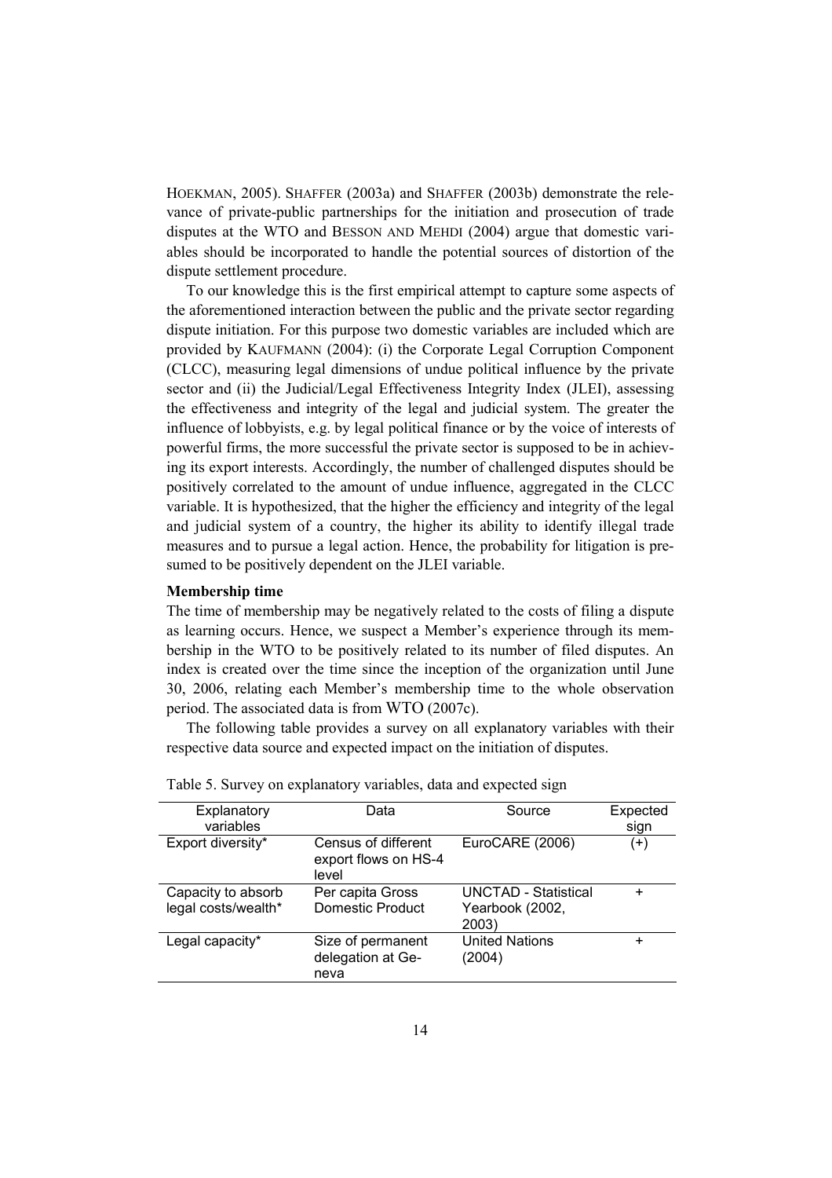HOEKMAN, 2005). SHAFFER (2003a) and SHAFFER (2003b) demonstrate the relevance of private-public partnerships for the initiation and prosecution of trade disputes at the WTO and BESSON AND MEHDI (2004) argue that domestic variables should be incorporated to handle the potential sources of distortion of the dispute settlement procedure.

To our knowledge this is the first empirical attempt to capture some aspects of the aforementioned interaction between the public and the private sector regarding dispute initiation. For this purpose two domestic variables are included which are provided by KAUFMANN (2004): (i) the Corporate Legal Corruption Component (CLCC), measuring legal dimensions of undue political influence by the private sector and (ii) the Judicial/Legal Effectiveness Integrity Index (JLEI), assessing the effectiveness and integrity of the legal and judicial system. The greater the influence of lobbyists, e.g. by legal political finance or by the voice of interests of powerful firms, the more successful the private sector is supposed to be in achieving its export interests. Accordingly, the number of challenged disputes should be positively correlated to the amount of undue influence, aggregated in the CLCC variable. It is hypothesized, that the higher the efficiency and integrity of the legal and judicial system of a country, the higher its ability to identify illegal trade measures and to pursue a legal action. Hence, the probability for litigation is presumed to be positively dependent on the JLEI variable.

**Membership time**

The time of membership may be negatively related to the costs of filing a dispute as learning occurs. Hence, we suspect a Member's experience through its membership in the WTO to be positively related to its number of filed disputes. An index is created over the time since the inception of the organization until June 30, 2006, relating each Member's membership time to the whole observation period. The associated data is from WTO (2007c).

The following table provides a survey on all explanatory variables with their respective data source and expected impact on the initiation of disputes.

Table 5. Survey on explanatory variables, data and expected sign

| Explanatory variables | Data | Source | Expected sign |
|---|---|---|---|
| Export diversity* | Census of different export flows on HS-4 level | EuroCARE (2006) | (+) |
| Capacity to absorb legal costs/wealth* | Per capita Gross Domestic Product | UNCTAD - Statistical Yearbook (2002, 2003) | + |
| Legal capacity* | Size of permanent delegation at Geneva | United Nations (2004) | + |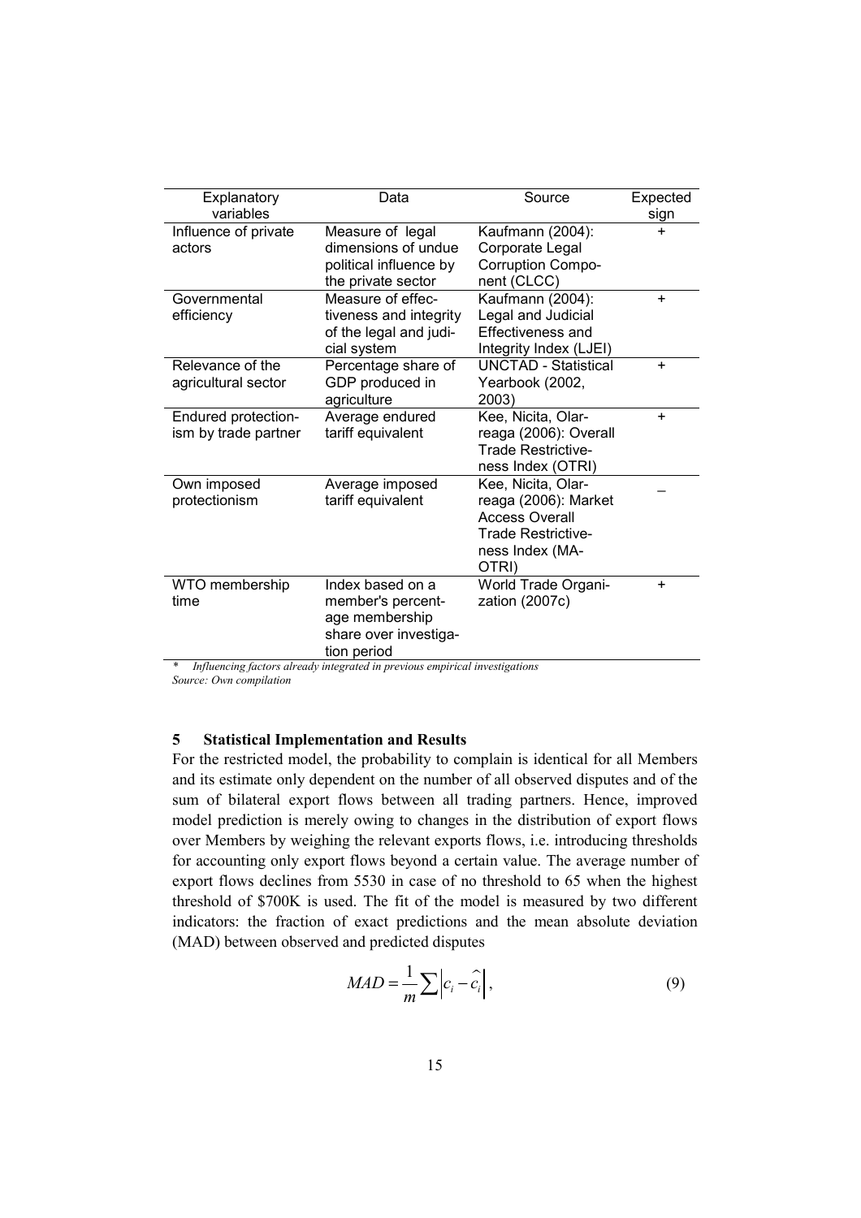| Explanatory variables | Data | Source | Expected sign |
|---|---|---|---|
| Influence of private actors | Measure of legal dimensions of undue political influence by the private sector | Kaufmann (2004): Corporate Legal Corruption Component (CLCC) | + |
| Governmental efficiency | Measure of effectiveness and integrity of the legal and judicial system | Kaufmann (2004): Legal and Judicial Effectiveness and Integrity Index (LJEI) | + |
| Relevance of the agricultural sector | Percentage share of GDP produced in agriculture | UNCTAD - Statistical Yearbook (2002, 2003) | + |
| Endured protectionism by trade partner | Average endured tariff equivalent | Kee, Nicita, Olarreaga (2006): Overall Trade Restrictiveness Index (OTRI) | + |
| Own imposed protectionism | Average imposed tariff equivalent | Kee, Nicita, Olarreaga (2006): Market Access Overall Trade Restrictiveness Index (MA-OTRI) | – |
| WTO membership time | Index based on a member's percentage membership share over investigation period | World Trade Organization (2007c) | + |

\* *Influencing factors already integrated in previous empirical investigations*

*Source: Own compilation*

## 5 Statistical Implementation and Results

For the restricted model, the probability to complain is identical for all Members and its estimate only dependent on the number of all observed disputes and of the sum of bilateral export flows between all trading partners. Hence, improved model prediction is merely owing to changes in the distribution of export flows over Members by weighing the relevant exports flows, i.e. introducing thresholds for accounting only export flows beyond a certain value. The average number of export flows declines from 5530 in case of no threshold to 65 when the highest threshold of \$700K is used. The fit of the model is measured by two different indicators: the fraction of exact predictions and the mean absolute deviation (MAD) between observed and predicted disputes

$$MAD = \frac{1}{m}\sum \left| c_i - \hat{c}_i \right|, \tag{9}$$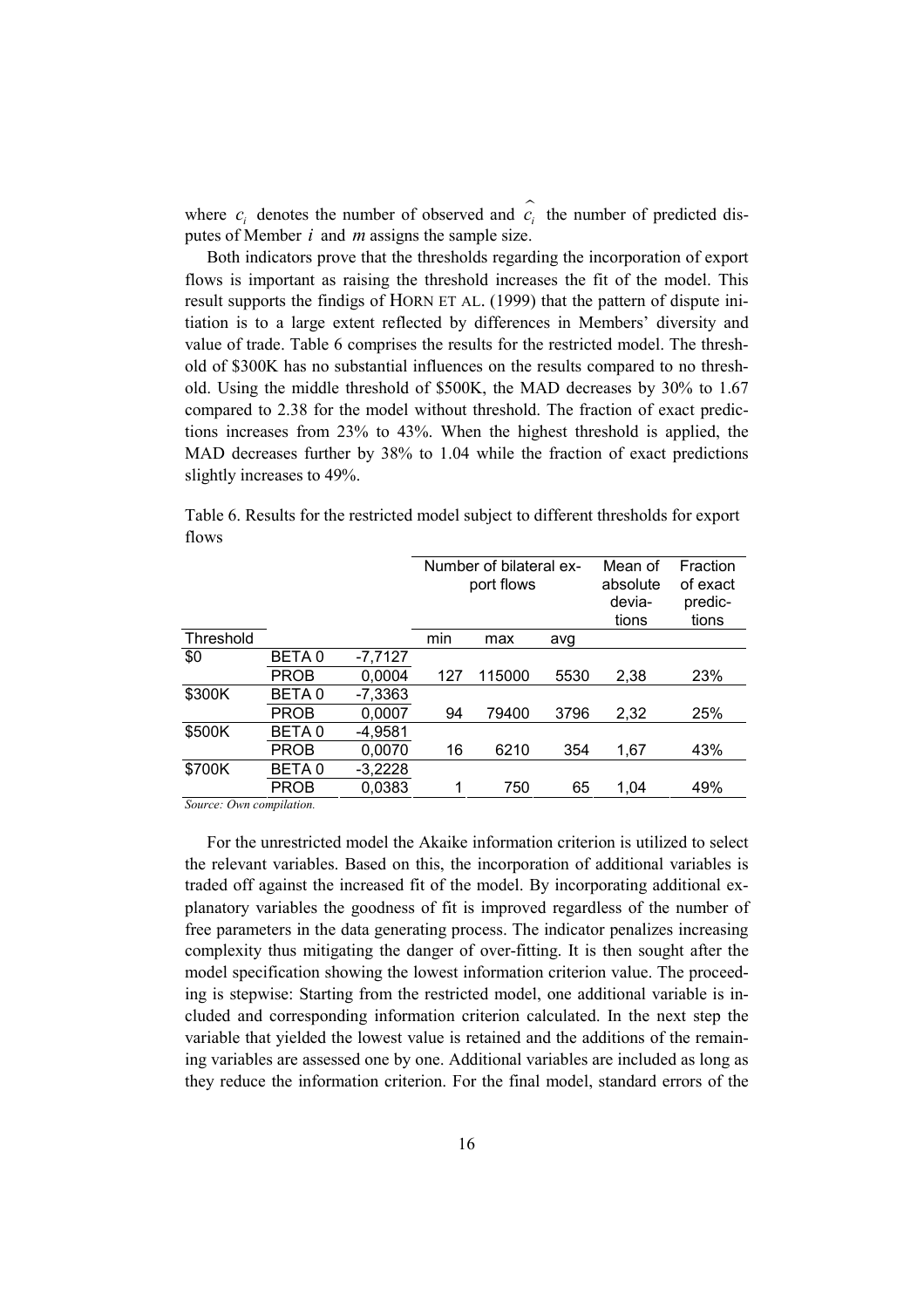where $c_i$ denotes the number of observed and $\widehat{c_i}$ the number of predicted disputes of Member $i$ and $m$ assigns the sample size.

Both indicators prove that the thresholds regarding the incorporation of export flows is important as raising the threshold increases the fit of the model. This result supports the findigs of HORN ET AL. (1999) that the pattern of dispute initiation is to a large extent reflected by differences in Members' diversity and value of trade. Table 6 comprises the results for the restricted model. The threshold of \$300K has no substantial influences on the results compared to no threshold. Using the middle threshold of \$500K, the MAD decreases by 30% to 1.67 compared to 2.38 for the model without threshold. The fraction of exact predictions increases from 23% to 43%. When the highest threshold is applied, the MAD decreases further by 38% to 1.04 while the fraction of exact predictions slightly increases to 49%.

Table 6. Results for the restricted model subject to different thresholds for export flows

| | | | Number of bilateral export flows | | | Mean of absolute deviations | Fraction of exact predictions |
|---|---|---|---|---|---|---|---|
| Threshold | | | min | max | avg | | |
| \$0 | BETA 0 | -7,7127 | | | | | |
| | PROB | 0,0004 | 127 | 115000 | 5530 | 2,38 | 23% |
| \$300K | BETA 0 | -7,3363 | | | | | |
| | PROB | 0,0007 | 94 | 79400 | 3796 | 2,32 | 25% |
| \$500K | BETA 0 | -4,9581 | | | | | |
| | PROB | 0,0070 | 16 | 6210 | 354 | 1,67 | 43% |
| \$700K | BETA 0 | -3,2228 | | | | | |
| | PROB | 0,0383 | 1 | 750 | 65 | 1,04 | 49% |

*Source: Own compilation.*

For the unrestricted model the Akaike information criterion is utilized to select the relevant variables. Based on this, the incorporation of additional variables is traded off against the increased fit of the model. By incorporating additional explanatory variables the goodness of fit is improved regardless of the number of free parameters in the data generating process. The indicator penalizes increasing complexity thus mitigating the danger of over-fitting. It is then sought after the model specification showing the lowest information criterion value. The proceeding is stepwise: Starting from the restricted model, one additional variable is included and corresponding information criterion calculated. In the next step the variable that yielded the lowest value is retained and the additions of the remaining variables are assessed one by one. Additional variables are included as long as they reduce the information criterion. For the final model, standard errors of the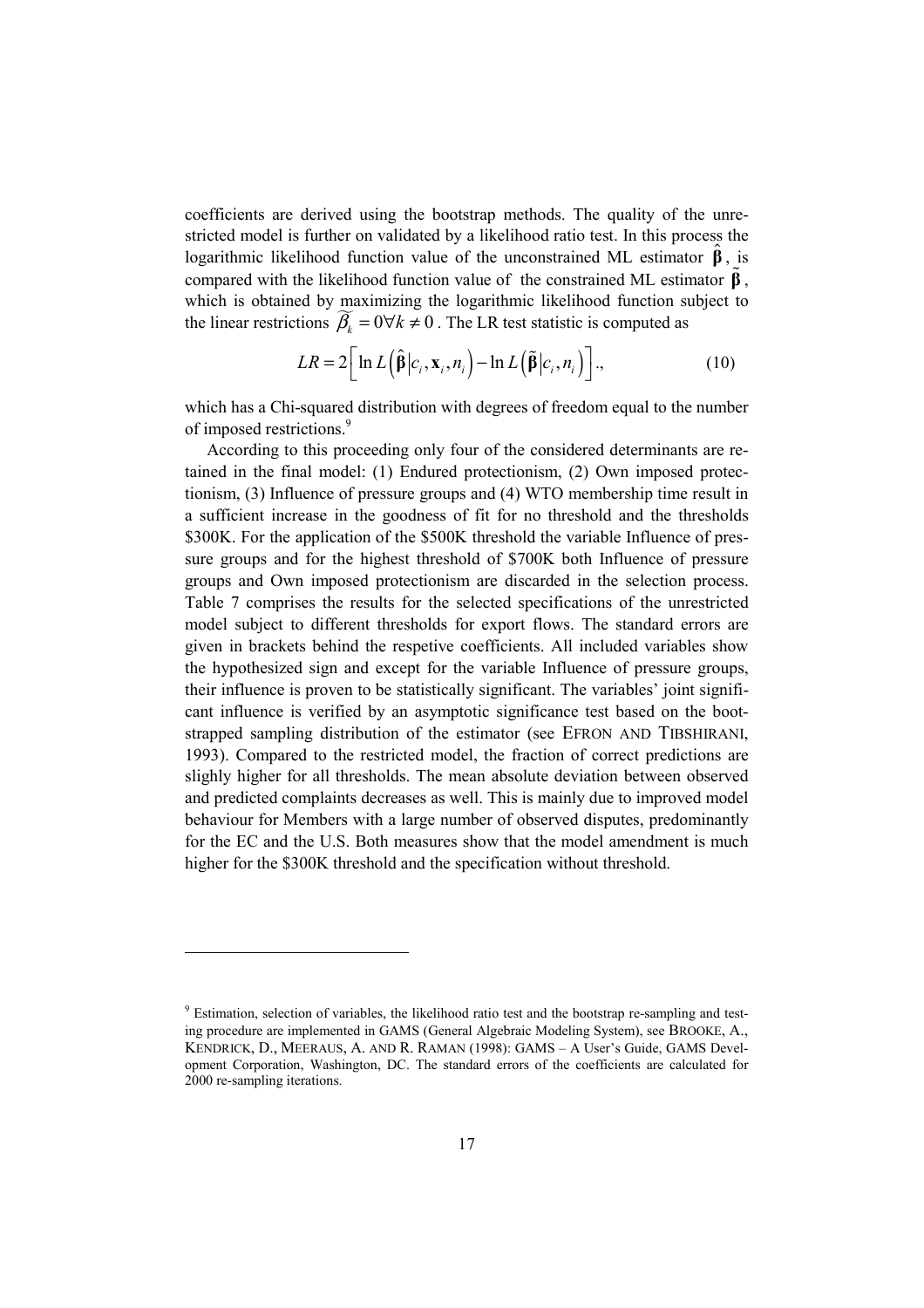coefficients are derived using the bootstrap methods. The quality of the unrestricted model is further on validated by a likelihood ratio test. In this process the logarithmic likelihood function value of the unconstrained ML estimator $\hat{\boldsymbol{\beta}}$, is compared with the likelihood function value of the constrained ML estimator $\tilde{\boldsymbol{\beta}}$, which is obtained by maximizing the logarithmic likelihood function subject to the linear restrictions $\widetilde{\beta_k} = 0 \forall k \neq 0$. The LR test statistic is computed as

$$LR = 2\left[\ln L\left(\hat{\boldsymbol{\beta}}\middle|c_i, \mathbf{x}_i, n_i\right) - \ln L\left(\tilde{\boldsymbol{\beta}}\middle|c_i, n_i\right)\right]., \tag{10}$$

which has a Chi-squared distribution with degrees of freedom equal to the number of imposed restrictions.[9]

According to this proceeding only four of the considered determinants are retained in the final model: (1) Endured protectionism, (2) Own imposed protectionism, (3) Influence of pressure groups and (4) WTO membership time result in a sufficient increase in the goodness of fit for no threshold and the thresholds \$300K. For the application of the \$500K threshold the variable Influence of pressure groups and for the highest threshold of \$700K both Influence of pressure groups and Own imposed protectionism are discarded in the selection process. Table 7 comprises the results for the selected specifications of the unrestricted model subject to different thresholds for export flows. The standard errors are given in brackets behind the respetive coefficients. All included variables show the hypothesized sign and except for the variable Influence of pressure groups, their influence is proven to be statistically significant. The variables' joint significant influence is verified by an asymptotic significance test based on the bootstrapped sampling distribution of the estimator (see EFRON AND TIBSHIRANI, 1993). Compared to the restricted model, the fraction of correct predictions are slighly higher for all thresholds. The mean absolute deviation between observed and predicted complaints decreases as well. This is mainly due to improved model behaviour for Members with a large number of observed disputes, predominantly for the EC and the U.S. Both measures show that the model amendment is much higher for the \$300K threshold and the specification without threshold.

---

[9] Estimation, selection of variables, the likelihood ratio test and the bootstrap re-sampling and testing procedure are implemented in GAMS (General Algebraic Modeling System), see BROOKE, A., KENDRICK, D., MEERAUS, A. AND R. RAMAN (1998): GAMS – A User's Guide, GAMS Development Corporation, Washington, DC. The standard errors of the coefficients are calculated for 2000 re-sampling iterations.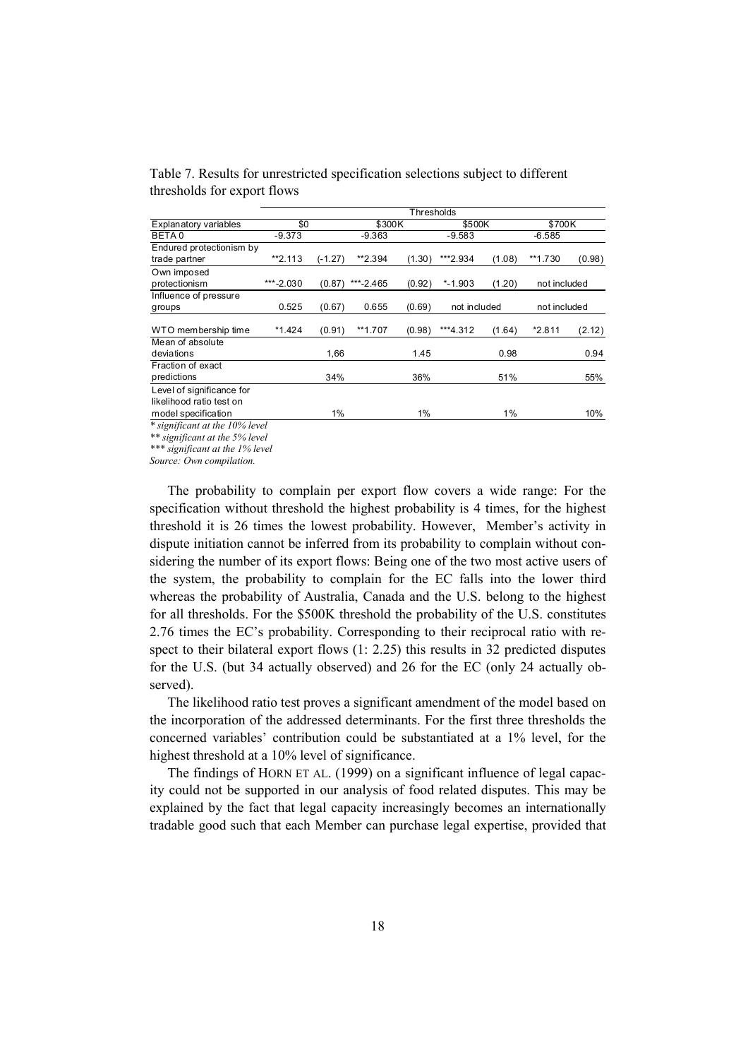Table 7. Results for unrestricted specification selections subject to different thresholds for export flows

| | Thresholds | | | | | | | |
|---|---|---|---|---|---|---|---|---|
| Explanatory variables | $0 | | $300K | | $500K | | $700K | |
| BETA 0 | -9.373 | | -9.363 | | -9.583 | | -6.585 | |
| Endured protectionism by trade partner | **2.113 | (-1.27) | **2.394 | (1.30) | ***2.934 | (1.08) | **1.730 | (0.98) |
| Own imposed protectionism | ***-2.030 | (0.87) | ***-2.465 | (0.92) | *-1.903 | (1.20) | not included | |
| Influence of pressure groups | 0.525 | (0.67) | 0.655 | (0.69) | not included | | not included | |
| WTO membership time | *1.424 | (0.91) | **1.707 | (0.98) | ***4.312 | (1.64) | *2.811 | (2.12) |
| Mean of absolute deviations | | 1,66 | | 1.45 | | 0.98 | | 0.94 |
| Fraction of exact predictions | | 34% | | 36% | | 51% | | 55% |
| Level of significance for likelihood ratio test on model specification | | 1% | | 1% | | 1% | | 10% |

*\* significant at the 10% level*
*\*\* significant at the 5% level*
*\*\*\* significant at the 1% level*
*Source: Own compilation.*

The probability to complain per export flow covers a wide range: For the specification without threshold the highest probability is 4 times, for the highest threshold it is 26 times the lowest probability. However, Member's activity in dispute initiation cannot be inferred from its probability to complain without considering the number of its export flows: Being one of the two most active users of the system, the probability to complain for the EC falls into the lower third whereas the probability of Australia, Canada and the U.S. belong to the highest for all thresholds. For the $500K threshold the probability of the U.S. constitutes 2.76 times the EC's probability. Corresponding to their reciprocal ratio with respect to their bilateral export flows (1: 2.25) this results in 32 predicted disputes for the U.S. (but 34 actually observed) and 26 for the EC (only 24 actually observed).

The likelihood ratio test proves a significant amendment of the model based on the incorporation of the addressed determinants. For the first three thresholds the concerned variables' contribution could be substantiated at a 1% level, for the highest threshold at a 10% level of significance.

The findings of HORN ET AL. (1999) on a significant influence of legal capacity could not be supported in our analysis of food related disputes. This may be explained by the fact that legal capacity increasingly becomes an internationally tradable good such that each Member can purchase legal expertise, provided that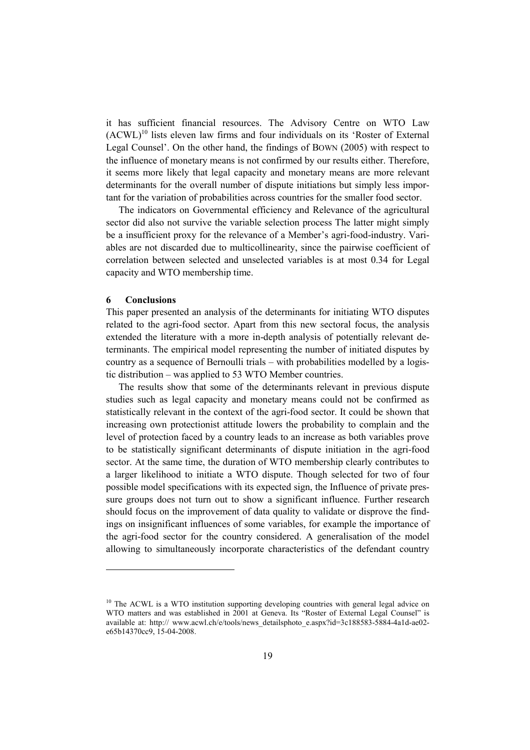it has sufficient financial resources. The Advisory Centre on WTO Law (ACWL)[10] lists eleven law firms and four individuals on its 'Roster of External Legal Counsel'. On the other hand, the findings of BOWN (2005) with respect to the influence of monetary means is not confirmed by our results either. Therefore, it seems more likely that legal capacity and monetary means are more relevant determinants for the overall number of dispute initiations but simply less important for the variation of probabilities across countries for the smaller food sector.

The indicators on Governmental efficiency and Relevance of the agricultural sector did also not survive the variable selection process The latter might simply be a insufficient proxy for the relevance of a Member's agri-food-industry. Variables are not discarded due to multicollinearity, since the pairwise coefficient of correlation between selected and unselected variables is at most 0.34 for Legal capacity and WTO membership time.

## 6 Conclusions

This paper presented an analysis of the determinants for initiating WTO disputes related to the agri-food sector. Apart from this new sectoral focus, the analysis extended the literature with a more in-depth analysis of potentially relevant determinants. The empirical model representing the number of initiated disputes by country as a sequence of Bernoulli trials – with probabilities modelled by a logistic distribution – was applied to 53 WTO Member countries.

The results show that some of the determinants relevant in previous dispute studies such as legal capacity and monetary means could not be confirmed as statistically relevant in the context of the agri-food sector. It could be shown that increasing own protectionist attitude lowers the probability to complain and the level of protection faced by a country leads to an increase as both variables prove to be statistically significant determinants of dispute initiation in the agri-food sector. At the same time, the duration of WTO membership clearly contributes to a larger likelihood to initiate a WTO dispute. Though selected for two of four possible model specifications with its expected sign, the Influence of private pressure groups does not turn out to show a significant influence. Further research should focus on the improvement of data quality to validate or disprove the findings on insignificant influences of some variables, for example the importance of the agri-food sector for the country considered. A generalisation of the model allowing to simultaneously incorporate characteristics of the defendant country

[10] The ACWL is a WTO institution supporting developing countries with general legal advice on WTO matters and was established in 2001 at Geneva. Its "Roster of External Legal Counsel" is available at: http:// www.acwl.ch/e/tools/news_detailsphoto_e.aspx?id=3c188583-5884-4a1d-ae02-e65b14370cc9, 15-04-2008.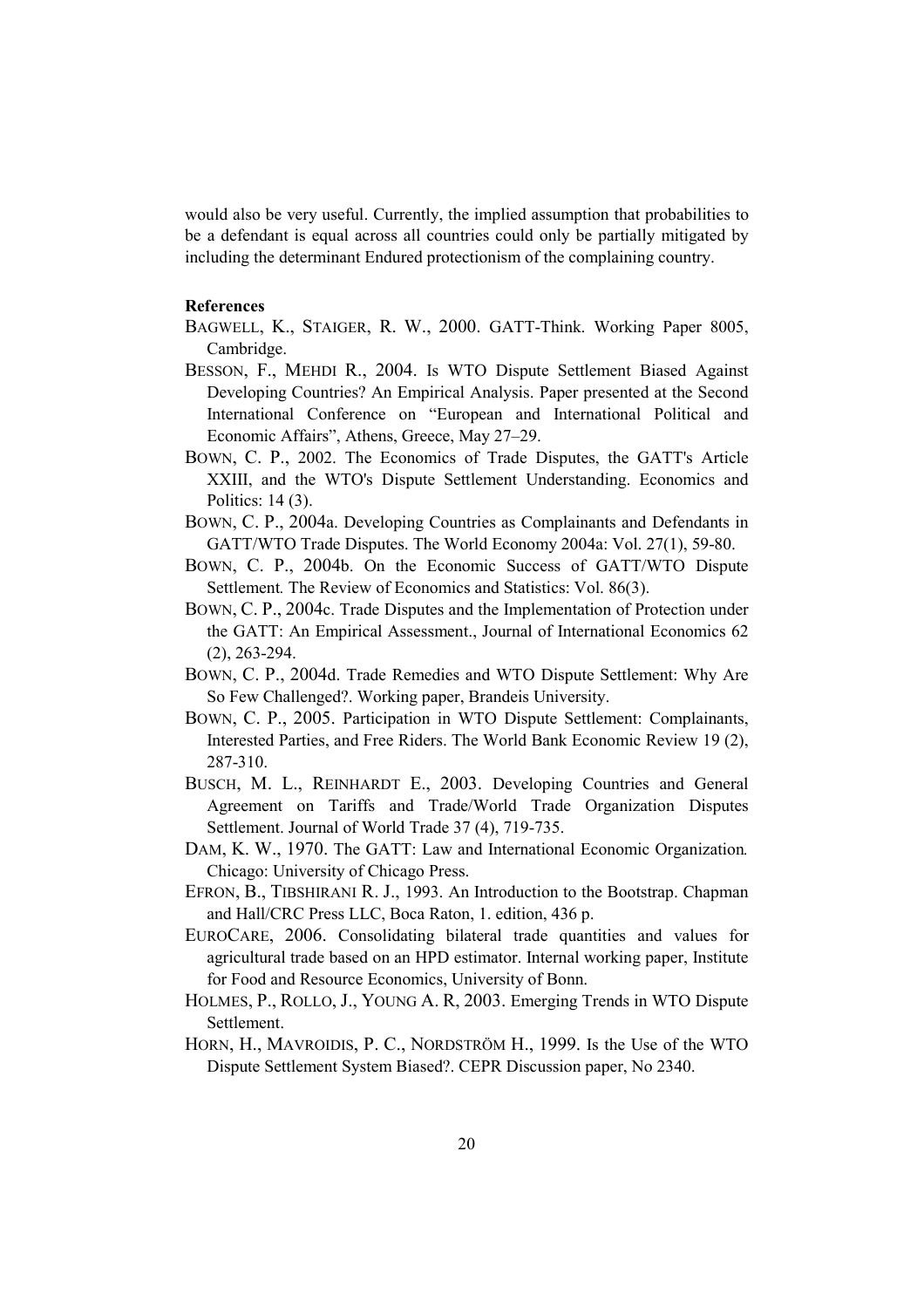would also be very useful. Currently, the implied assumption that probabilities to be a defendant is equal across all countries could only be partially mitigated by including the determinant Endured protectionism of the complaining country.

**References**

BAGWELL, K., STAIGER, R. W., 2000. GATT-Think. Working Paper 8005, Cambridge.

BESSON, F., MEHDI R., 2004. Is WTO Dispute Settlement Biased Against Developing Countries? An Empirical Analysis. Paper presented at the Second International Conference on "European and International Political and Economic Affairs", Athens, Greece, May 27–29.

BOWN, C. P., 2002. The Economics of Trade Disputes, the GATT's Article XXIII, and the WTO's Dispute Settlement Understanding. Economics and Politics: 14 (3).

BOWN, C. P., 2004a. Developing Countries as Complainants and Defendants in GATT/WTO Trade Disputes. The World Economy 2004a: Vol. 27(1), 59-80.

BOWN, C. P., 2004b. On the Economic Success of GATT/WTO Dispute Settlement*.* The Review of Economics and Statistics: Vol. 86(3).

BOWN, C. P., 2004c. Trade Disputes and the Implementation of Protection under the GATT: An Empirical Assessment., Journal of International Economics 62 (2), 263-294.

BOWN, C. P., 2004d. Trade Remedies and WTO Dispute Settlement: Why Are So Few Challenged?. Working paper, Brandeis University.

BOWN, C. P., 2005. Participation in WTO Dispute Settlement: Complainants, Interested Parties, and Free Riders. The World Bank Economic Review 19 (2), 287-310.

BUSCH, M. L., REINHARDT E., 2003. Developing Countries and General Agreement on Tariffs and Trade/World Trade Organization Disputes Settlement. Journal of World Trade 37 (4), 719-735.

DAM, K. W., 1970. The GATT: Law and International Economic Organization*.* Chicago: University of Chicago Press.

EFRON, B., TIBSHIRANI R. J., 1993. An Introduction to the Bootstrap. Chapman and Hall/CRC Press LLC, Boca Raton, 1. edition, 436 p.

EUROCARE, 2006. Consolidating bilateral trade quantities and values for agricultural trade based on an HPD estimator. Internal working paper, Institute for Food and Resource Economics, University of Bonn.

HOLMES, P., ROLLO, J., YOUNG A. R, 2003. Emerging Trends in WTO Dispute Settlement.

HORN, H., MAVROIDIS, P. C., NORDSTRÖM H., 1999. Is the Use of the WTO Dispute Settlement System Biased?. CEPR Discussion paper, No 2340.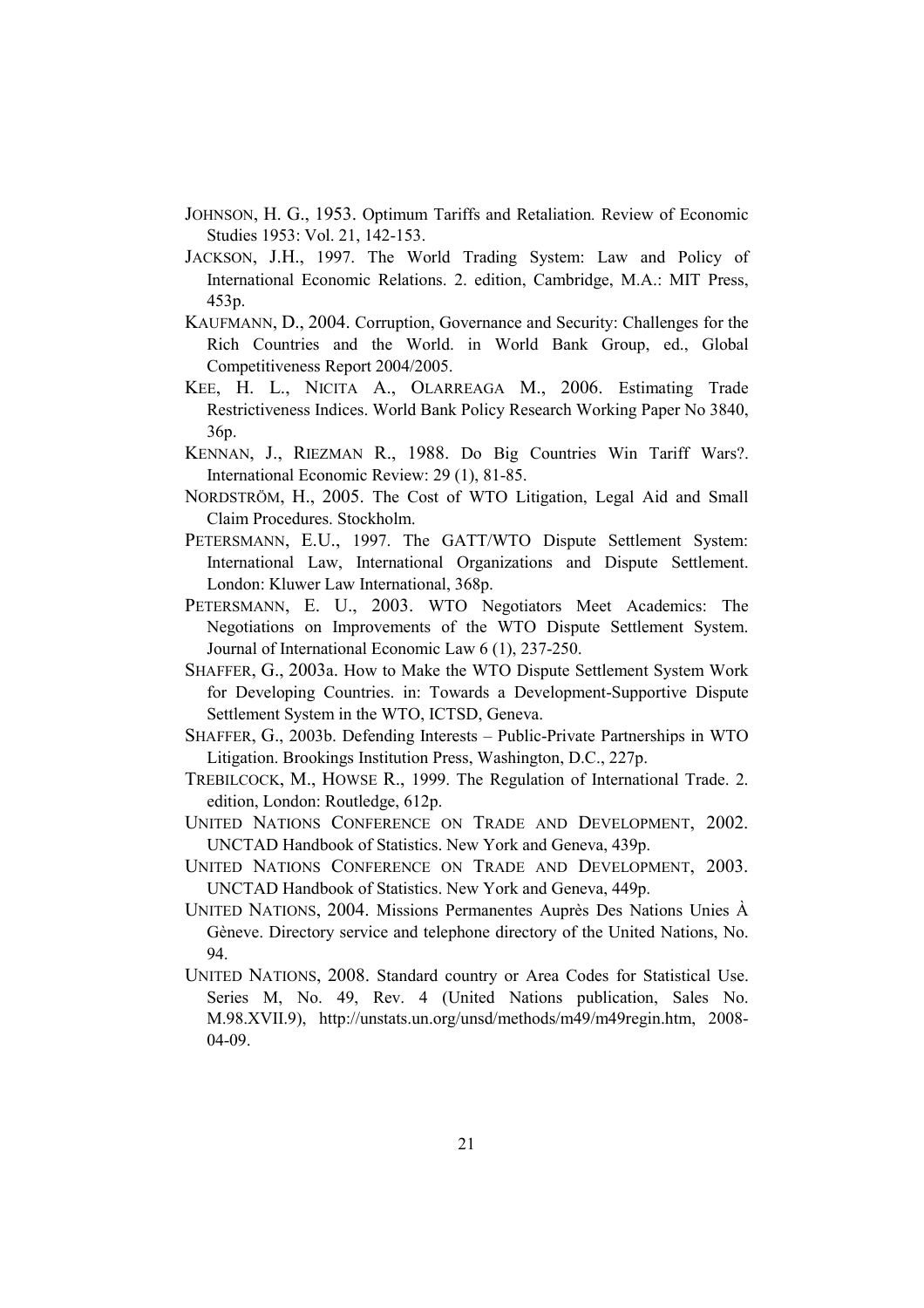JOHNSON, H. G., 1953. Optimum Tariffs and Retaliation. Review of Economic Studies 1953: Vol. 21, 142-153.

JACKSON, J.H., 1997. The World Trading System: Law and Policy of International Economic Relations. 2. edition, Cambridge, M.A.: MIT Press, 453p.

KAUFMANN, D., 2004. Corruption, Governance and Security: Challenges for the Rich Countries and the World. in World Bank Group, ed., Global Competitiveness Report 2004/2005.

KEE, H. L., NICITA A., OLARREAGA M., 2006. Estimating Trade Restrictiveness Indices. World Bank Policy Research Working Paper No 3840, 36p.

KENNAN, J., RIEZMAN R., 1988. Do Big Countries Win Tariff Wars?. International Economic Review: 29 (1), 81-85.

NORDSTRÖM, H., 2005. The Cost of WTO Litigation, Legal Aid and Small Claim Procedures. Stockholm.

PETERSMANN, E.U., 1997. The GATT/WTO Dispute Settlement System: International Law, International Organizations and Dispute Settlement. London: Kluwer Law International, 368p.

PETERSMANN, E. U., 2003. WTO Negotiators Meet Academics: The Negotiations on Improvements of the WTO Dispute Settlement System. Journal of International Economic Law 6 (1), 237-250.

SHAFFER, G., 2003a. How to Make the WTO Dispute Settlement System Work for Developing Countries. in: Towards a Development-Supportive Dispute Settlement System in the WTO, ICTSD, Geneva.

SHAFFER, G., 2003b. Defending Interests – Public-Private Partnerships in WTO Litigation. Brookings Institution Press, Washington, D.C., 227p.

TREBILCOCK, M., HOWSE R., 1999. The Regulation of International Trade. 2. edition, London: Routledge, 612p.

UNITED NATIONS CONFERENCE ON TRADE AND DEVELOPMENT, 2002. UNCTAD Handbook of Statistics. New York and Geneva, 439p.

UNITED NATIONS CONFERENCE ON TRADE AND DEVELOPMENT, 2003. UNCTAD Handbook of Statistics. New York and Geneva, 449p.

UNITED NATIONS, 2004. Missions Permanentes Auprès Des Nations Unies À Gèneve. Directory service and telephone directory of the United Nations, No. 94.

UNITED NATIONS, 2008. Standard country or Area Codes for Statistical Use. Series M, No. 49, Rev. 4 (United Nations publication, Sales No. M.98.XVII.9), http://unstats.un.org/unsd/methods/m49/m49regin.htm, 2008-04-09.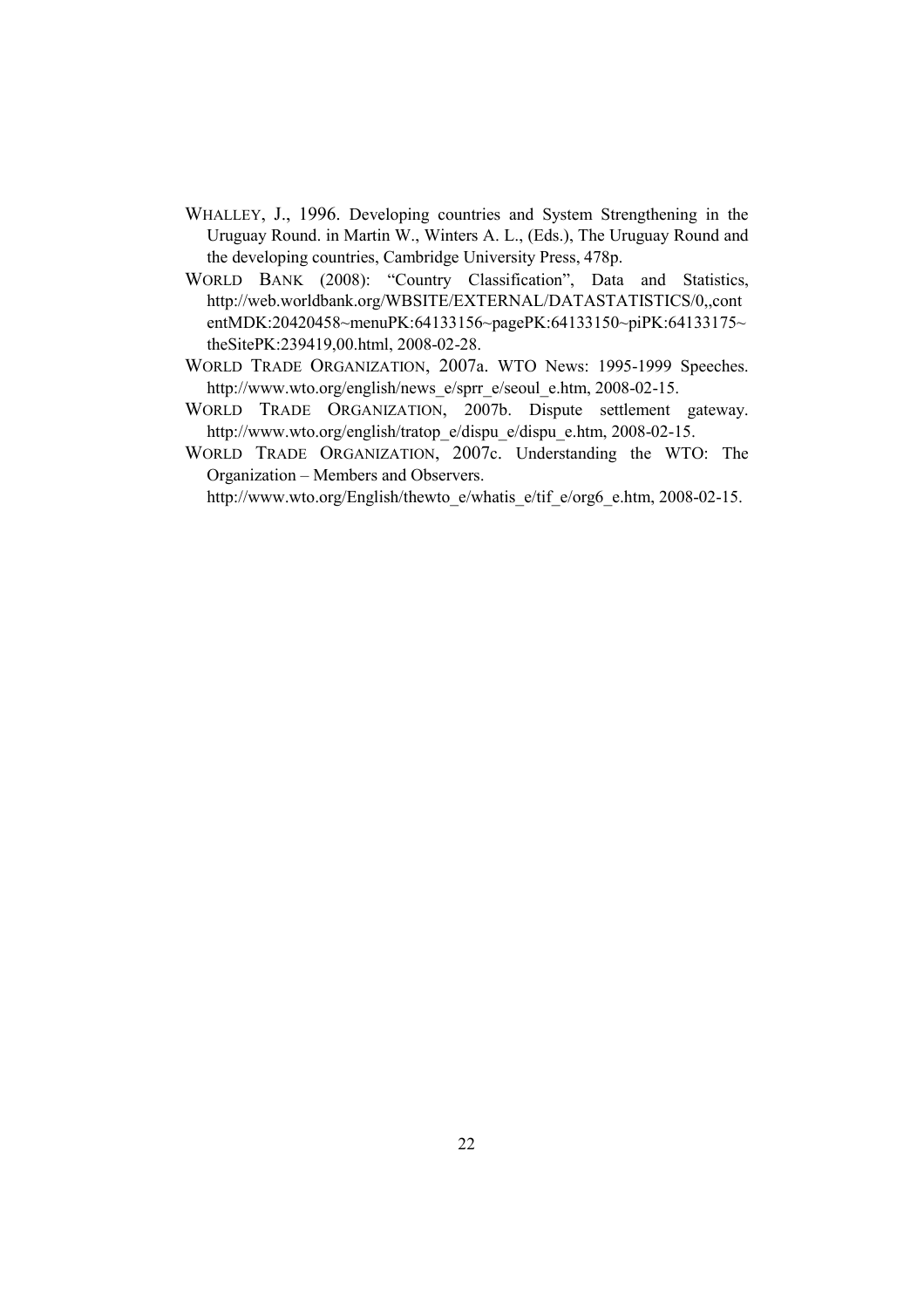WHALLEY, J., 1996. Developing countries and System Strengthening in the Uruguay Round. in Martin W., Winters A. L., (Eds.), The Uruguay Round and the developing countries, Cambridge University Press, 478p.

WORLD BANK (2008): "Country Classification", Data and Statistics, http://web.worldbank.org/WBSITE/EXTERNAL/DATASTATISTICS/0,,contentMDK:20420458~menuPK:64133156~pagePK:64133150~piPK:64133175~theSitePK:239419,00.html, 2008-02-28.

WORLD TRADE ORGANIZATION, 2007a. WTO News: 1995-1999 Speeches. http://www.wto.org/english/news_e/sprr_e/seoul_e.htm, 2008-02-15.

WORLD TRADE ORGANIZATION, 2007b. Dispute settlement gateway. http://www.wto.org/english/tratop_e/dispu_e/dispu_e.htm, 2008-02-15.

WORLD TRADE ORGANIZATION, 2007c. Understanding the WTO: The Organization – Members and Observers. http://www.wto.org/English/thewto_e/whatis_e/tif_e/org6_e.htm, 2008-02-15.